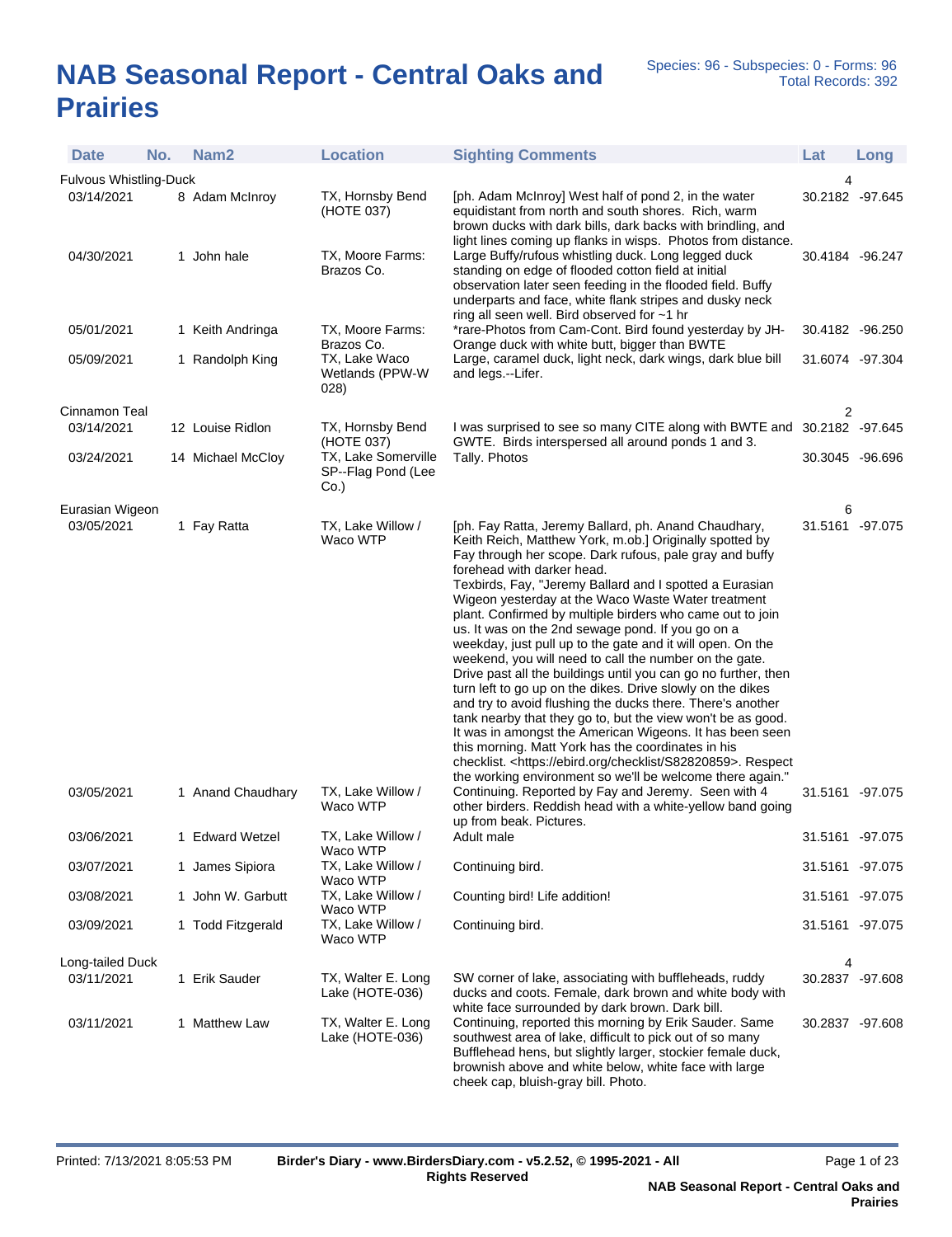# NAB Seasonal Report - Central Oaks and Prairies

Species: 96 - Subspecies: 0 - Forms: 96
Total Records: 392

| Date | No. | Nam2 | Location | Sighting Comments | Lat | Long |
|---|---|---|---|---|---|---|
| **Fulvous Whistling-Duck** | | | | | 4 | |
| 03/14/2021 | 8 | Adam McInroy | TX, Hornsby Bend (HOTE 037) | [ph. Adam McInroy] West half of pond 2, in the water equidistant from north and south shores. Rich, warm brown ducks with dark bills, dark backs with brindling, and light lines coming up flanks in wisps. Photos from distance. | 30.2182 | -97.645 |
| 04/30/2021 | 1 | John hale | TX, Moore Farms: Brazos Co. | Large Buffy/rufous whistling duck. Long legged duck standing on edge of flooded cotton field at initial observation later seen feeding in the flooded field. Buffy underparts and face, white flank stripes and dusky neck ring all seen well. Bird observed for ~1 hr | 30.4184 | -96.247 |
| 05/01/2021 | 1 | Keith Andringa | TX, Moore Farms: Brazos Co. | *rare-Photos from Cam-Cont. Bird found yesterday by JH-Orange duck with white butt, bigger than BWTE | 30.4182 | -96.250 |
| 05/09/2021 | 1 | Randolph King | TX, Lake Waco Wetlands (PPW-W 028) | Large, caramel duck, light neck, dark wings, dark blue bill and legs.--Lifer. | 31.6074 | -97.304 |
| **Cinnamon Teal** | | | | | 2 | |
| 03/14/2021 | 12 | Louise Ridlon | TX, Hornsby Bend (HOTE 037) | I was surprised to see so many CITE along with BWTE and GWTE. Birds interspersed all around ponds 1 and 3. | 30.2182 | -97.645 |
| 03/24/2021 | 14 | Michael McCloy | TX, Lake Somerville SP--Flag Pond (Lee Co.) | Tally. Photos | 30.3045 | -96.696 |
| **Eurasian Wigeon** | | | | | 6 | |
| 03/05/2021 | 1 | Fay Ratta | TX, Lake Willow / Waco WTP | [ph. Fay Ratta, Jeremy Ballard, ph. Anand Chaudhary, Keith Reich, Matthew York, m.ob.] Originally spotted by Fay through her scope. Dark rufous, pale gray and buffy forehead with darker head. Texbirds, Fay, "Jeremy Ballard and I spotted a Eurasian Wigeon yesterday at the Waco Waste Water treatment plant. Confirmed by multiple birders who came out to join us. It was on the 2nd sewage pond. If you go on a weekday, just pull up to the gate and it will open. On the weekend, you will need to call the number on the gate. Drive past all the buildings until you can go no further, then turn left to go up on the dikes. Drive slowly on the dikes and try to avoid flushing the ducks there. There's another tank nearby that they go to, but the view won't be as good. It was in amongst the American Wigeons. It has been seen this morning. Matt York has the coordinates in his checklist. <https://ebird.org/checklist/S82820859>. Respect the working environment so we'll be welcome there again." | 31.5161 | -97.075 |
| 03/05/2021 | 1 | Anand Chaudhary | TX, Lake Willow / Waco WTP | Continuing. Reported by Fay and Jeremy. Seen with 4 other birders. Reddish head with a white-yellow band going up from beak. Pictures. | 31.5161 | -97.075 |
| 03/06/2021 | 1 | Edward Wetzel | TX, Lake Willow / Waco WTP | Adult male | 31.5161 | -97.075 |
| 03/07/2021 | 1 | James Sipiora | TX, Lake Willow / Waco WTP | Continuing bird. | 31.5161 | -97.075 |
| 03/08/2021 | 1 | John W. Garbutt | TX, Lake Willow / Waco WTP | Counting bird! Life addition! | 31.5161 | -97.075 |
| 03/09/2021 | 1 | Todd Fitzgerald | TX, Lake Willow / Waco WTP | Continuing bird. | 31.5161 | -97.075 |
| **Long-tailed Duck** | | | | | 4 | |
| 03/11/2021 | 1 | Erik Sauder | TX, Walter E. Long Lake (HOTE-036) | SW corner of lake, associating with buffleheads, ruddy ducks and coots. Female, dark brown and white body with white face surrounded by dark brown. Dark bill. | 30.2837 | -97.608 |
| 03/11/2021 | 1 | Matthew Law | TX, Walter E. Long Lake (HOTE-036) | Continuing, reported this morning by Erik Sauder. Same southwest area of lake, difficult to pick out of so many Bufflehead hens, but slightly larger, stockier female duck, brownish above and white below, white face with large cheek cap, bluish-gray bill. Photo. | 30.2837 | -97.608 |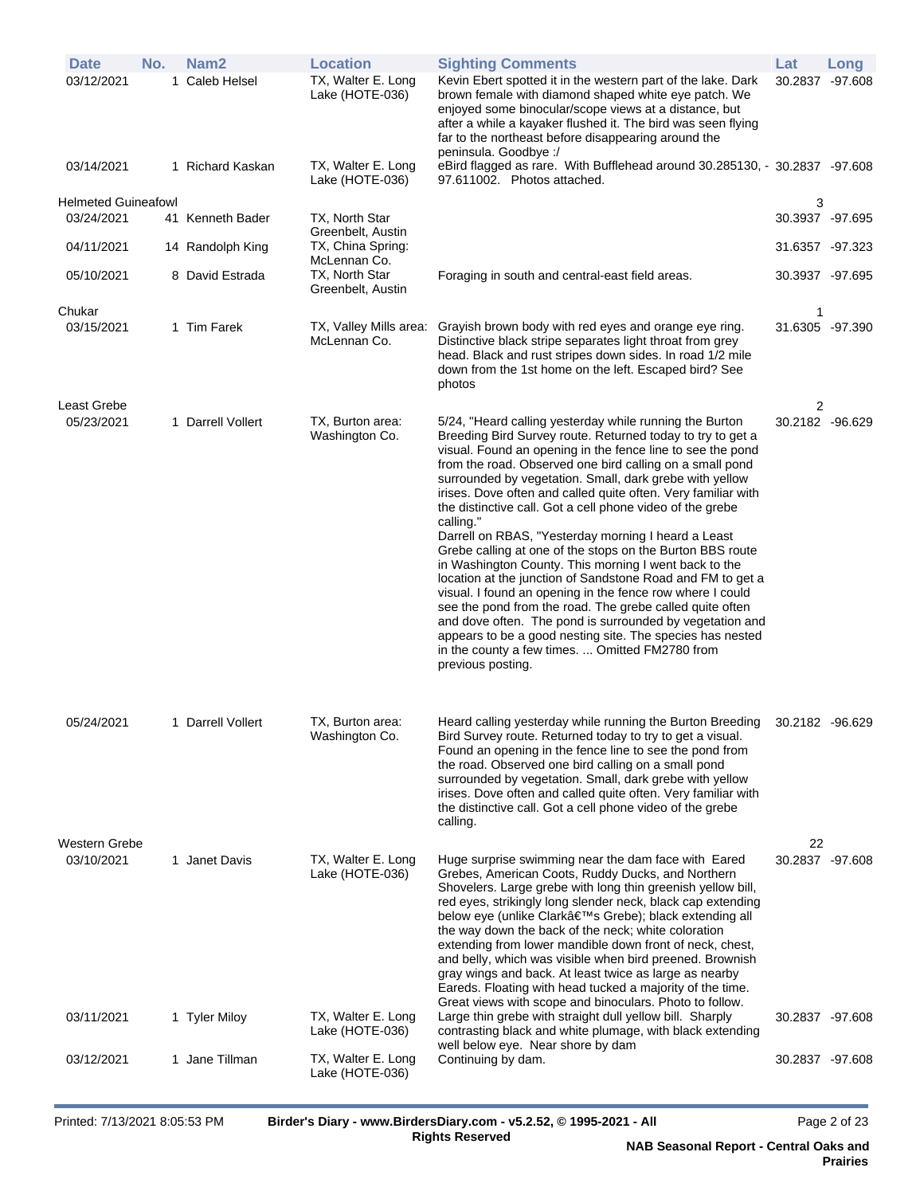| Date | No. | Nam2 | Location | Sighting Comments | Lat | Long |
|---|---|---|---|---|---|---|
| 03/12/2021 | 1 | Caleb Helsel | TX, Walter E. Long Lake (HOTE-036) | Kevin Ebert spotted it in the western part of the lake. Dark brown female with diamond shaped white eye patch. We enjoyed some binocular/scope views at a distance, but after a while a kayaker flushed it. The bird was seen flying far to the northeast before disappearing around the peninsula. Goodbye :/ | 30.2837 | -97.608 |
| 03/14/2021 | 1 | Richard Kaskan | TX, Walter E. Long Lake (HOTE-036) | eBird flagged as rare. With Bufflehead around 30.285130, -97.611002. Photos attached. | 30.2837 | -97.608 |
| Helmeted Guineafowl | | | | | 3 | |
| 03/24/2021 | 41 | Kenneth Bader | TX, North Star Greenbelt, Austin | | 30.3937 | -97.695 |
| 04/11/2021 | 14 | Randolph King | TX, China Spring: McLennan Co. | | 31.6357 | -97.323 |
| 05/10/2021 | 8 | David Estrada | TX, North Star Greenbelt, Austin | Foraging in south and central-east field areas. | 30.3937 | -97.695 |
| Chukar | | | | | 1 | |
| 03/15/2021 | 1 | Tim Farek | TX, Valley Mills area: McLennan Co. | Grayish brown body with red eyes and orange eye ring. Distinctive black stripe separates light throat from grey head. Black and rust stripes down sides. In road 1/2 mile down from the 1st home on the left. Escaped bird? See photos | 31.6305 | -97.390 |
| Least Grebe | | | | | 2 | |
| 05/23/2021 | 1 | Darrell Vollert | TX, Burton area: Washington Co. | 5/24, "Heard calling yesterday while running the Burton Breeding Bird Survey route. Returned today to try to get a visual. Found an opening in the fence line to see the pond from the road. Observed one bird calling on a small pond surrounded by vegetation. Small, dark grebe with yellow irises. Dove often and called quite often. Very familiar with the distinctive call. Got a cell phone video of the grebe calling." Darrell on RBAS, "Yesterday morning I heard a Least Grebe calling at one of the stops on the Burton BBS route in Washington County. This morning I went back to the location at the junction of Sandstone Road and FM to get a visual. I found an opening in the fence row where I could see the pond from the road. The grebe called quite often and dove often. The pond is surrounded by vegetation and appears to be a good nesting site. The species has nested in the county a few times. ... Omitted FM2780 from previous posting. | 30.2182 | -96.629 |
| 05/24/2021 | 1 | Darrell Vollert | TX, Burton area: Washington Co. | Heard calling yesterday while running the Burton Breeding Bird Survey route. Returned today to try to get a visual. Found an opening in the fence line to see the pond from the road. Observed one bird calling on a small pond surrounded by vegetation. Small, dark grebe with yellow irises. Dove often and called quite often. Very familiar with the distinctive call. Got a cell phone video of the grebe calling. | 30.2182 | -96.629 |
| Western Grebe | | | | | 22 | |
| 03/10/2021 | 1 | Janet Davis | TX, Walter E. Long Lake (HOTE-036) | Huge surprise swimming near the dam face with Eared Grebes, American Coots, Ruddy Ducks, and Northern Shovelers. Large grebe with long thin greenish yellow bill, red eyes, strikingly long slender neck, black cap extending below eye (unlike Clarkâ€™s Grebe); black extending all the way down the back of the neck; white coloration extending from lower mandible down front of neck, chest, and belly, which was visible when bird preened. Brownish gray wings and back. At least twice as large as nearby Eareds. Floating with head tucked a majority of the time. Great views with scope and binoculars. Photo to follow. | 30.2837 | -97.608 |
| 03/11/2021 | 1 | Tyler Miloy | TX, Walter E. Long Lake (HOTE-036) | Large thin grebe with straight dull yellow bill. Sharply contrasting black and white plumage, with black extending well below eye. Near shore by dam | 30.2837 | -97.608 |
| 03/12/2021 | 1 | Jane Tillman | TX, Walter E. Long Lake (HOTE-036) | Continuing by dam. | 30.2837 | -97.608 |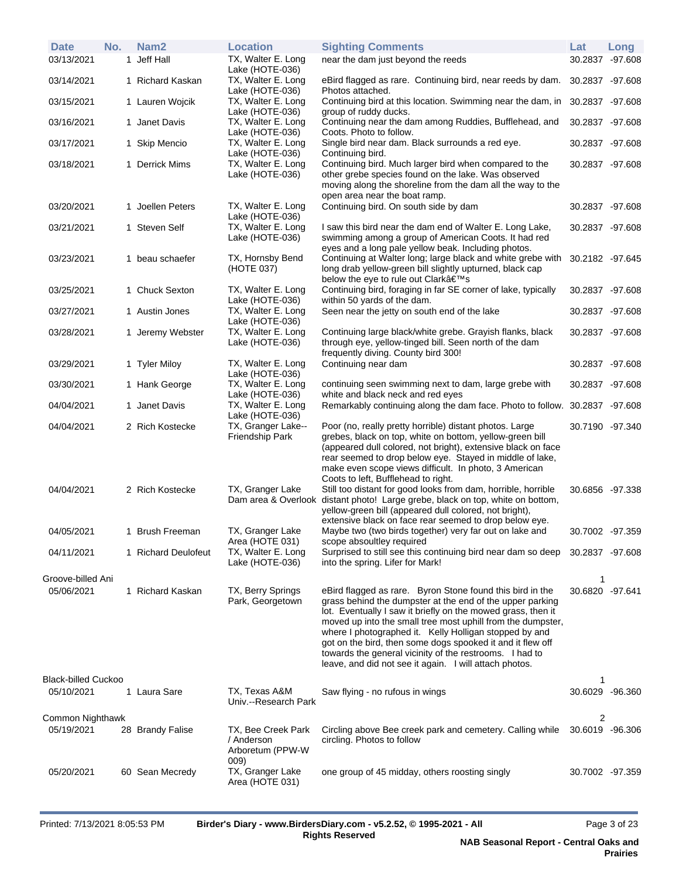| Date | No. | Nam2 | Location | Sighting Comments | Lat | Long |
|---|---|---|---|---|---|---|
| 03/13/2021 | 1 | Jeff Hall | TX, Walter E. Long Lake (HOTE-036) | near the dam just beyond the reeds | 30.2837 | -97.608 |
| 03/14/2021 | 1 | Richard Kaskan | TX, Walter E. Long Lake (HOTE-036) | eBird flagged as rare. Continuing bird, near reeds by dam. Photos attached. | 30.2837 | -97.608 |
| 03/15/2021 | 1 | Lauren Wojcik | TX, Walter E. Long Lake (HOTE-036) | Continuing bird at this location. Swimming near the dam, in group of ruddy ducks. | 30.2837 | -97.608 |
| 03/16/2021 | 1 | Janet Davis | TX, Walter E. Long Lake (HOTE-036) | Continuing near the dam among Ruddies, Bufflehead, and Coots. Photo to follow. | 30.2837 | -97.608 |
| 03/17/2021 | 1 | Skip Mencio | TX, Walter E. Long Lake (HOTE-036) | Single bird near dam. Black surrounds a red eye. Continuing bird. | 30.2837 | -97.608 |
| 03/18/2021 | 1 | Derrick Mims | TX, Walter E. Long Lake (HOTE-036) | Continuing bird. Much larger bird when compared to the other grebe species found on the lake. Was observed moving along the shoreline from the dam all the way to the open area near the boat ramp. | 30.2837 | -97.608 |
| 03/20/2021 | 1 | Joellen Peters | TX, Walter E. Long Lake (HOTE-036) | Continuing bird. On south side by dam | 30.2837 | -97.608 |
| 03/21/2021 | 1 | Steven Self | TX, Walter E. Long Lake (HOTE-036) | I saw this bird near the dam end of Walter E. Long Lake, swimming among a group of American Coots. It had red eyes and a long pale yellow beak. Including photos. | 30.2837 | -97.608 |
| 03/23/2021 | 1 | beau schaefer | TX, Hornsby Bend (HOTE 037) | Continuing at Walter long; large black and white grebe with long drab yellow-green bill slightly upturned, black cap below the eye to rule out Clarkâ€™s | 30.2182 | -97.645 |
| 03/25/2021 | 1 | Chuck Sexton | TX, Walter E. Long Lake (HOTE-036) | Continuing bird, foraging in far SE corner of lake, typically within 50 yards of the dam. | 30.2837 | -97.608 |
| 03/27/2021 | 1 | Austin Jones | TX, Walter E. Long Lake (HOTE-036) | Seen near the jetty on south end of the lake | 30.2837 | -97.608 |
| 03/28/2021 | 1 | Jeremy Webster | TX, Walter E. Long Lake (HOTE-036) | Continuing large black/white grebe. Grayish flanks, black through eye, yellow-tinged bill. Seen north of the dam frequently diving. County bird 300! | 30.2837 | -97.608 |
| 03/29/2021 | 1 | Tyler Miloy | TX, Walter E. Long Lake (HOTE-036) | Continuing near dam | 30.2837 | -97.608 |
| 03/30/2021 | 1 | Hank George | TX, Walter E. Long Lake (HOTE-036) | continuing seen swimming next to dam, large grebe with white and black neck and red eyes | 30.2837 | -97.608 |
| 04/04/2021 | 1 | Janet Davis | TX, Walter E. Long Lake (HOTE-036) | Remarkably continuing along the dam face. Photo to follow. | 30.2837 | -97.608 |
| 04/04/2021 | 2 | Rich Kostecke | TX, Granger Lake--Friendship Park | Poor (no, really pretty horrible) distant photos. Large grebes, black on top, white on bottom, yellow-green bill (appeared dull colored, not bright), extensive black on face rear seemed to drop below eye. Stayed in middle of lake, make even scope views difficult. In photo, 3 American Coots to left, Bufflehead to right. | 30.7190 | -97.340 |
| 04/04/2021 | 2 | Rich Kostecke | TX, Granger Lake Dam area & Overlook | Still too distant for good looks from dam, horrible, horrible distant photo! Large grebe, black on top, white on bottom, yellow-green bill (appeared dull colored, not bright), extensive black on face rear seemed to drop below eye. | 30.6856 | -97.338 |
| 04/05/2021 | 1 | Brush Freeman | TX, Granger Lake Area (HOTE 031) | Maybe two (two birds together) very far out on lake and scope absoultley required | 30.7002 | -97.359 |
| 04/11/2021 | 1 | Richard Deulofeut | TX, Walter E. Long Lake (HOTE-036) | Surprised to still see this continuing bird near dam so deep into the spring. Lifer for Mark! | 30.2837 | -97.608 |
| **Groove-billed Ani** | | | | | 1 | |
| 05/06/2021 | 1 | Richard Kaskan | TX, Berry Springs Park, Georgetown | eBird flagged as rare. Byron Stone found this bird in the grass behind the dumpster at the end of the upper parking lot. Eventually I saw it briefly on the mowed grass, then it moved up into the small tree most uphill from the dumpster, where I photographed it. Kelly Holligan stopped by and got on the bird, then some dogs spooked it and it flew off towards the general vicinity of the restrooms. I had to leave, and did not see it again. I will attach photos. | 30.6820 | -97.641 |
| **Black-billed Cuckoo** | | | | | 1 | |
| 05/10/2021 | 1 | Laura Sare | TX, Texas A&M Univ.--Research Park | Saw flying - no rufous in wings | 30.6029 | -96.360 |
| **Common Nighthawk** | | | | | 2 | |
| 05/19/2021 | 28 | Brandy Falise | TX, Bee Creek Park / Anderson Arboretum (PPW-W 009) | Circling above Bee creek park and cemetery. Calling while circling. Photos to follow | 30.6019 | -96.306 |
| 05/20/2021 | 60 | Sean Mecredy | TX, Granger Lake Area (HOTE 031) | one group of 45 midday, others roosting singly | 30.7002 | -97.359 |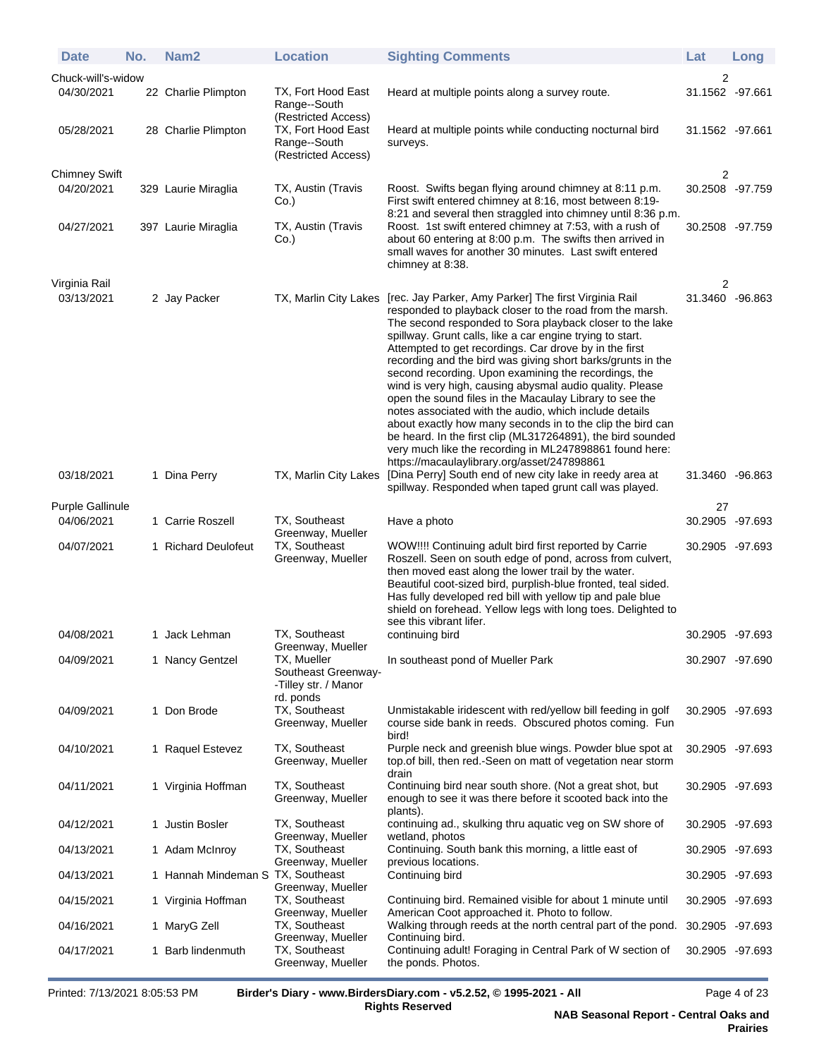| Date | No. | Nam2 | Location | Sighting Comments | Lat | Long |
|---|---|---|---|---|---|---|
| Chuck-will's-widow | | | | | 2 | |
| 04/30/2021 | 22 | Charlie Plimpton | TX, Fort Hood East Range--South (Restricted Access) | Heard at multiple points along a survey route. | 31.1562 | -97.661 |
| 05/28/2021 | 28 | Charlie Plimpton | TX, Fort Hood East Range--South (Restricted Access) | Heard at multiple points while conducting nocturnal bird surveys. | 31.1562 | -97.661 |
| Chimney Swift | | | | | 2 | |
| 04/20/2021 | 329 | Laurie Miraglia | TX, Austin (Travis Co.) | Roost. Swifts began flying around chimney at 8:11 p.m. First swift entered chimney at 8:16, most between 8:19-8:21 and several then straggled into chimney until 8:36 p.m. | 30.2508 | -97.759 |
| 04/27/2021 | 397 | Laurie Miraglia | TX, Austin (Travis Co.) | Roost. 1st swift entered chimney at 7:53, with a rush of about 60 entering at 8:00 p.m. The swifts then arrived in small waves for another 30 minutes. Last swift entered chimney at 8:38. | 30.2508 | -97.759 |
| Virginia Rail | | | | | 2 | |
| 03/13/2021 | 2 | Jay Packer | TX, Marlin City Lakes | [rec. Jay Parker, Amy Parker] The first Virginia Rail responded to playback closer to the road from the marsh. The second responded to Sora playback closer to the lake spillway. Grunt calls, like a car engine trying to start. Attempted to get recordings. Car drove by in the first recording and the bird was giving short barks/grunts in the second recording. Upon examining the recordings, the wind is very high, causing abysmal audio quality. Please open the sound files in the Macaulay Library to see the notes associated with the audio, which include details about exactly how many seconds in to the clip the bird can be heard. In the first clip (ML317264891), the bird sounded very much like the recording in ML247898861 found here: https://macaulaylibrary.org/asset/247898861 | 31.3460 | -96.863 |
| 03/18/2021 | 1 | Dina Perry | TX, Marlin City Lakes | [Dina Perry] South end of new city lake in reedy area at spillway. Responded when taped grunt call was played. | 31.3460 | -96.863 |
| Purple Gallinule | | | | | 27 | |
| 04/06/2021 | 1 | Carrie Roszell | TX, Southeast Greenway, Mueller | Have a photo | 30.2905 | -97.693 |
| 04/07/2021 | 1 | Richard Deulofeut | TX, Southeast Greenway, Mueller | WOW!!!! Continuing adult bird first reported by Carrie Roszell. Seen on south edge of pond, across from culvert, then moved east along the lower trail by the water. Beautiful coot-sized bird, purplish-blue fronted, teal sided. Has fully developed red bill with yellow tip and pale blue shield on forehead. Yellow legs with long toes. Delighted to see this vibrant lifer. | 30.2905 | -97.693 |
| 04/08/2021 | 1 | Jack Lehman | TX, Southeast Greenway, Mueller | continuing bird | 30.2905 | -97.693 |
| 04/09/2021 | 1 | Nancy Gentzel | TX, Mueller Southeast Greenway--Tilley str. / Manor rd. ponds | In southeast pond of Mueller Park | 30.2907 | -97.690 |
| 04/09/2021 | 1 | Don Brode | TX, Southeast Greenway, Mueller | Unmistakable iridescent with red/yellow bill feeding in golf course side bank in reeds. Obscured photos coming. Fun bird! | 30.2905 | -97.693 |
| 04/10/2021 | 1 | Raquel Estevez | TX, Southeast Greenway, Mueller | Purple neck and greenish blue wings. Powder blue spot at top.of bill, then red.-Seen on matt of vegetation near storm drain | 30.2905 | -97.693 |
| 04/11/2021 | 1 | Virginia Hoffman | TX, Southeast Greenway, Mueller | Continuing bird near south shore. (Not a great shot, but enough to see it was there before it scooted back into the plants). | 30.2905 | -97.693 |
| 04/12/2021 | 1 | Justin Bosler | TX, Southeast Greenway, Mueller | continuing ad., skulking thru aquatic veg on SW shore of wetland, photos | 30.2905 | -97.693 |
| 04/13/2021 | 1 | Adam McInroy | TX, Southeast Greenway, Mueller | Continuing. South bank this morning, a little east of previous locations. | 30.2905 | -97.693 |
| 04/13/2021 | 1 | Hannah Mindeman S | TX, Southeast Greenway, Mueller | Continuing bird | 30.2905 | -97.693 |
| 04/15/2021 | 1 | Virginia Hoffman | TX, Southeast Greenway, Mueller | Continuing bird. Remained visible for about 1 minute until American Coot approached it. Photo to follow. | 30.2905 | -97.693 |
| 04/16/2021 | 1 | MaryG Zell | TX, Southeast Greenway, Mueller | Walking through reeds at the north central part of the pond. Continuing bird. | 30.2905 | -97.693 |
| 04/17/2021 | 1 | Barb lindenmuth | TX, Southeast Greenway, Mueller | Continuing adult! Foraging in Central Park of W section of the ponds. Photos. | 30.2905 | -97.693 |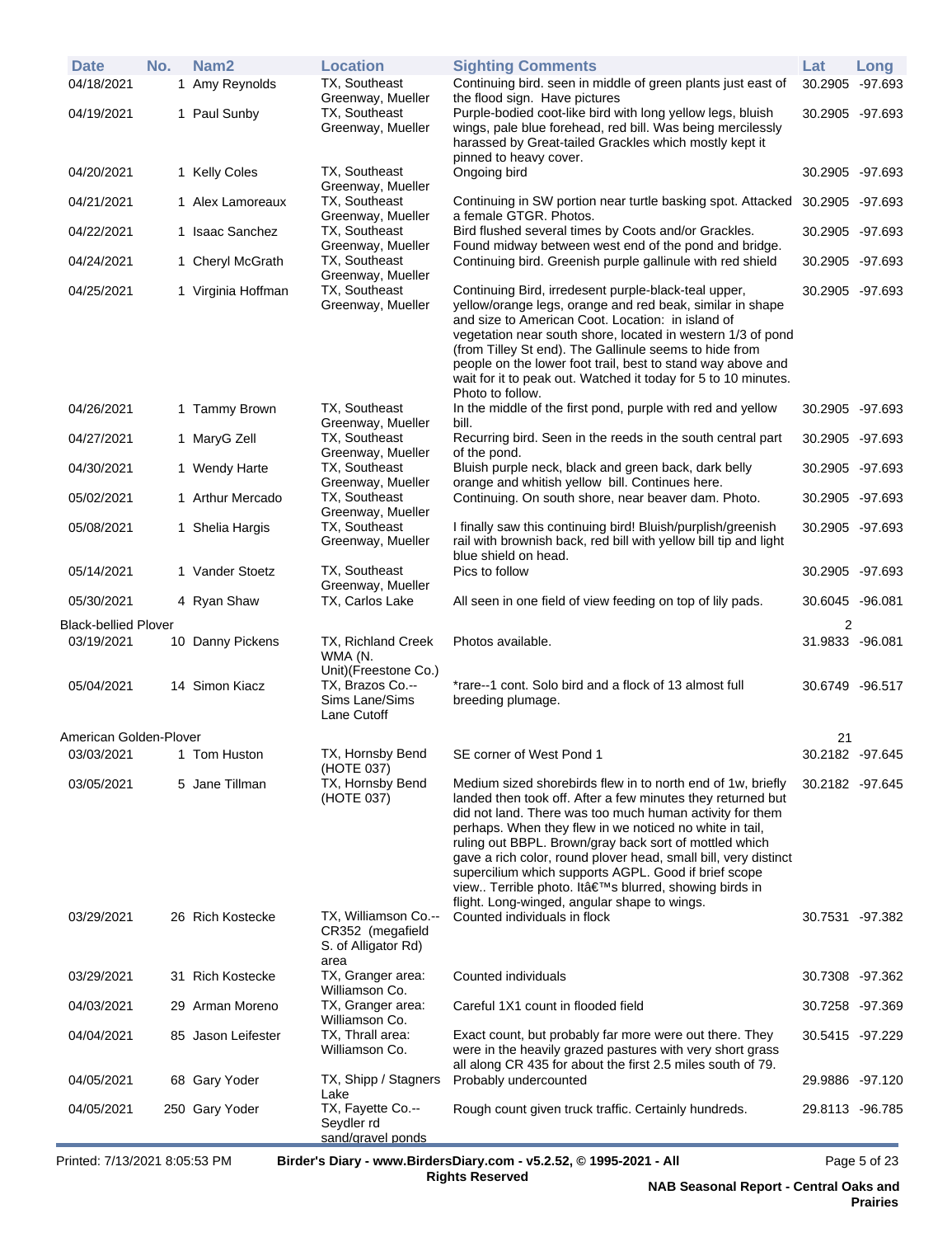| Date | No. | Nam2 | Location | Sighting Comments | Lat | Long |
|---|---|---|---|---|---|---|
| 04/18/2021 | 1 | Amy Reynolds | TX, Southeast Greenway, Mueller | Continuing bird. seen in middle of green plants just east of the flood sign. Have pictures | 30.2905 | -97.693 |
| 04/19/2021 | 1 | Paul Sunby | TX, Southeast Greenway, Mueller | Purple-bodied coot-like bird with long yellow legs, bluish wings, pale blue forehead, red bill. Was being mercilessly harassed by Great-tailed Grackles which mostly kept it pinned to heavy cover. | 30.2905 | -97.693 |
| 04/20/2021 | 1 | Kelly Coles | TX, Southeast Greenway, Mueller | Ongoing bird | 30.2905 | -97.693 |
| 04/21/2021 | 1 | Alex Lamoreaux | TX, Southeast Greenway, Mueller | Continuing in SW portion near turtle basking spot. Attacked a female GTGR. Photos. | 30.2905 | -97.693 |
| 04/22/2021 | 1 | Isaac Sanchez | TX, Southeast Greenway, Mueller | Bird flushed several times by Coots and/or Grackles. Found midway between west end of the pond and bridge. | 30.2905 | -97.693 |
| 04/24/2021 | 1 | Cheryl McGrath | TX, Southeast Greenway, Mueller | Continuing bird. Greenish purple gallinule with red shield | 30.2905 | -97.693 |
| 04/25/2021 | 1 | Virginia Hoffman | TX, Southeast Greenway, Mueller | Continuing Bird, irredesent purple-black-teal upper, yellow/orange legs, orange and red beak, similar in shape and size to American Coot. Location: in island of vegetation near south shore, located in western 1/3 of pond (from Tilley St end). The Gallinule seems to hide from people on the lower foot trail, best to stand way above and wait for it to peak out. Watched it today for 5 to 10 minutes. Photo to follow. | 30.2905 | -97.693 |
| 04/26/2021 | 1 | Tammy Brown | TX, Southeast Greenway, Mueller | In the middle of the first pond, purple with red and yellow bill. | 30.2905 | -97.693 |
| 04/27/2021 | 1 | MaryG Zell | TX, Southeast Greenway, Mueller | Recurring bird. Seen in the reeds in the south central part of the pond. | 30.2905 | -97.693 |
| 04/30/2021 | 1 | Wendy Harte | TX, Southeast Greenway, Mueller | Bluish purple neck, black and green back, dark belly orange and whitish yellow bill. Continues here. | 30.2905 | -97.693 |
| 05/02/2021 | 1 | Arthur Mercado | TX, Southeast Greenway, Mueller | Continuing. On south shore, near beaver dam. Photo. | 30.2905 | -97.693 |
| 05/08/2021 | 1 | Shelia Hargis | TX, Southeast Greenway, Mueller | I finally saw this continuing bird! Bluish/purplish/greenish rail with brownish back, red bill with yellow bill tip and light blue shield on head. | 30.2905 | -97.693 |
| 05/14/2021 | 1 | Vander Stoetz | TX, Southeast Greenway, Mueller | Pics to follow | 30.2905 | -97.693 |
| 05/30/2021 | 4 | Ryan Shaw | TX, Carlos Lake | All seen in one field of view feeding on top of lily pads. | 30.6045 | -96.081 |
| **Black-bellied Plover** | | | | | 2 | |
| 03/19/2021 | 10 | Danny Pickens | TX, Richland Creek WMA (N. Unit)(Freestone Co.) | Photos available. | 31.9833 | -96.081 |
| 05/04/2021 | 14 | Simon Kiacz | TX, Brazos Co.--Sims Lane/Sims Lane Cutoff | *rare--1 cont. Solo bird and a flock of 13 almost full breeding plumage. | 30.6749 | -96.517 |
| **American Golden-Plover** | | | | | 21 | |
| 03/03/2021 | 1 | Tom Huston | TX, Hornsby Bend (HOTE 037) | SE corner of West Pond 1 | 30.2182 | -97.645 |
| 03/05/2021 | 5 | Jane Tillman | TX, Hornsby Bend (HOTE 037) | Medium sized shorebirds flew in to north end of 1w, briefly landed then took off. After a few minutes they returned but did not land. There was too much human activity for them perhaps. When they flew in we noticed no white in tail, ruling out BBPL. Brown/gray back sort of mottled which gave a rich color, round plover head, small bill, very distinct supercilium which supports AGPL. Good if brief scope view.. Terrible photo. Itâ€™s blurred, showing birds in flight. Long-winged, angular shape to wings. | 30.2182 | -97.645 |
| 03/29/2021 | 26 | Rich Kostecke | TX, Williamson Co.--CR352 (megafield S. of Alligator Rd) area | Counted individuals in flock | 30.7531 | -97.382 |
| 03/29/2021 | 31 | Rich Kostecke | TX, Granger area: Williamson Co. | Counted individuals | 30.7308 | -97.362 |
| 04/03/2021 | 29 | Arman Moreno | TX, Granger area: Williamson Co. | Careful 1X1 count in flooded field | 30.7258 | -97.369 |
| 04/04/2021 | 85 | Jason Leifester | TX, Thrall area: Williamson Co. | Exact count, but probably far more were out there. They were in the heavily grazed pastures with very short grass all along CR 435 for about the first 2.5 miles south of 79. | 30.5415 | -97.229 |
| 04/05/2021 | 68 | Gary Yoder | TX, Shipp / Stagners Lake | Probably undercounted | 29.9886 | -97.120 |
| 04/05/2021 | 250 | Gary Yoder | TX, Fayette Co.--Seydler rd sand/gravel ponds | Rough count given truck traffic. Certainly hundreds. | 29.8113 | -96.785 |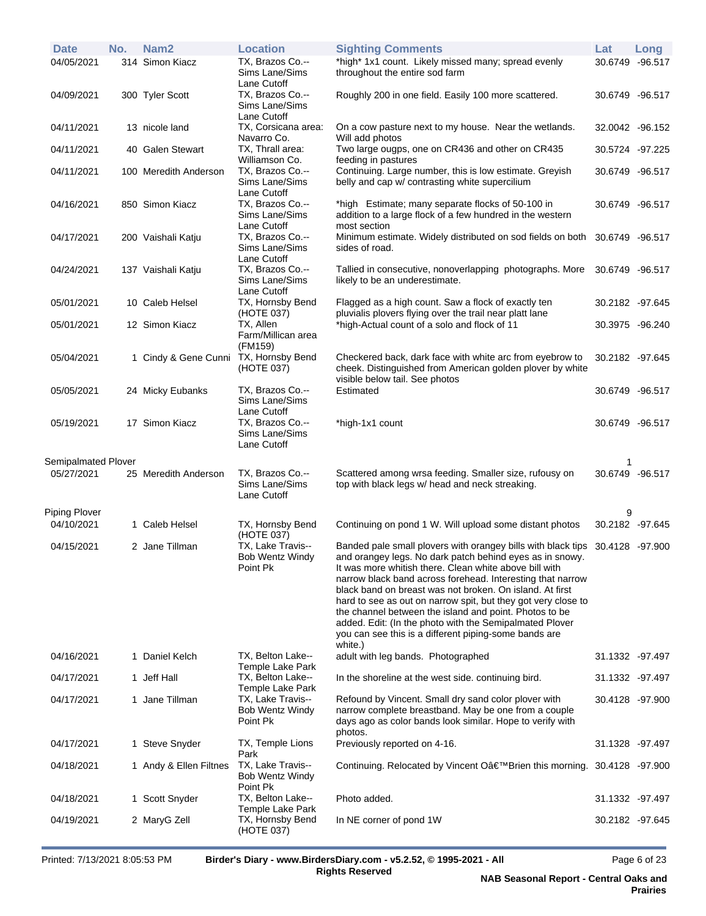| Date | No. | Nam2 | Location | Sighting Comments | Lat | Long |
|---|---|---|---|---|---|---|
| 04/05/2021 | 314 | Simon Kiacz | TX, Brazos Co.--Sims Lane/Sims Lane Cutoff | *high* 1x1 count. Likely missed many; spread evenly throughout the entire sod farm | 30.6749 | -96.517 |
| 04/09/2021 | 300 | Tyler Scott | TX, Brazos Co.--Sims Lane/Sims Lane Cutoff | Roughly 200 in one field. Easily 100 more scattered. | 30.6749 | -96.517 |
| 04/11/2021 | 13 | nicole land | TX, Corsicana area: Navarro Co. | On a cow pasture next to my house. Near the wetlands. Will add photos | 32.0042 | -96.152 |
| 04/11/2021 | 40 | Galen Stewart | TX, Thrall area: Williamson Co. | Two large ougps, one on CR436 and other on CR435 feeding in pastures | 30.5724 | -97.225 |
| 04/11/2021 | 100 | Meredith Anderson | TX, Brazos Co.--Sims Lane/Sims Lane Cutoff | Continuing. Large number, this is low estimate. Greyish belly and cap w/ contrasting white supercilium | 30.6749 | -96.517 |
| 04/16/2021 | 850 | Simon Kiacz | TX, Brazos Co.--Sims Lane/Sims Lane Cutoff | *high Estimate; many separate flocks of 50-100 in addition to a large flock of a few hundred in the western most section | 30.6749 | -96.517 |
| 04/17/2021 | 200 | Vaishali Katju | TX, Brazos Co.--Sims Lane/Sims Lane Cutoff | Minimum estimate. Widely distributed on sod fields on both sides of road. | 30.6749 | -96.517 |
| 04/24/2021 | 137 | Vaishali Katju | TX, Brazos Co.--Sims Lane/Sims Lane Cutoff | Tallied in consecutive, nonoverlapping photographs. More likely to be an underestimate. | 30.6749 | -96.517 |
| 05/01/2021 | 10 | Caleb Helsel | TX, Hornsby Bend (HOTE 037) | Flagged as a high count. Saw a flock of exactly ten pluvialis plovers flying over the trail near platt lane | 30.2182 | -97.645 |
| 05/01/2021 | 12 | Simon Kiacz | TX, Allen Farm/Millican area (FM159) | *high-Actual count of a solo and flock of 11 | 30.3975 | -96.240 |
| 05/04/2021 | 1 | Cindy & Gene Cunni | TX, Hornsby Bend (HOTE 037) | Checkered back, dark face with white arc from eyebrow to cheek. Distinguished from American golden plover by white visible below tail. See photos | 30.2182 | -97.645 |
| 05/05/2021 | 24 | Micky Eubanks | TX, Brazos Co.--Sims Lane/Sims Lane Cutoff | Estimated | 30.6749 | -96.517 |
| 05/19/2021 | 17 | Simon Kiacz | TX, Brazos Co.--Sims Lane/Sims Lane Cutoff | *high-1x1 count | 30.6749 | -96.517 |
| Semipalmated Plover | | | | | 1 | |
| 05/27/2021 | 25 | Meredith Anderson | TX, Brazos Co.--Sims Lane/Sims Lane Cutoff | Scattered among wrsa feeding. Smaller size, rufousy on top with black legs w/ head and neck streaking. | 30.6749 | -96.517 |
| Piping Plover | | | | | 9 | |
| 04/10/2021 | 1 | Caleb Helsel | TX, Hornsby Bend (HOTE 037) | Continuing on pond 1 W. Will upload some distant photos | 30.2182 | -97.645 |
| 04/15/2021 | 2 | Jane Tillman | TX, Lake Travis--Bob Wentz Windy Point Pk | Banded pale small plovers with orangey bills with black tips and orangey legs. No dark patch behind eyes as in snowy. It was more whitish there. Clean white above bill with narrow black band across forehead. Interesting that narrow black band on breast was not broken. On island. At first hard to see as out on narrow spit, but they got very close to the channel between the island and point. Photos to be added. Edit: (In the photo with the Semipalmated Plover you can see this is a different piping-some bands are white.) | 30.4128 | -97.900 |
| 04/16/2021 | 1 | Daniel Kelch | TX, Belton Lake--Temple Lake Park | adult with leg bands. Photographed | 31.1332 | -97.497 |
| 04/17/2021 | 1 | Jeff Hall | TX, Belton Lake--Temple Lake Park | In the shoreline at the west side. continuing bird. | 31.1332 | -97.497 |
| 04/17/2021 | 1 | Jane Tillman | TX, Lake Travis--Bob Wentz Windy Point Pk | Refound by Vincent. Small dry sand color plover with narrow complete breastband. May be one from a couple days ago as color bands look similar. Hope to verify with photos. | 30.4128 | -97.900 |
| 04/17/2021 | 1 | Steve Snyder | TX, Temple Lions Park | Previously reported on 4-16. | 31.1328 | -97.497 |
| 04/18/2021 | 1 | Andy & Ellen Filtnes | TX, Lake Travis--Bob Wentz Windy Point Pk | Continuing. Relocated by Vincent Oâ€™Brien this morning. | 30.4128 | -97.900 |
| 04/18/2021 | 1 | Scott Snyder | TX, Belton Lake--Temple Lake Park | Photo added. | 31.1332 | -97.497 |
| 04/19/2021 | 2 | MaryG Zell | TX, Hornsby Bend (HOTE 037) | In NE corner of pond 1W | 30.2182 | -97.645 |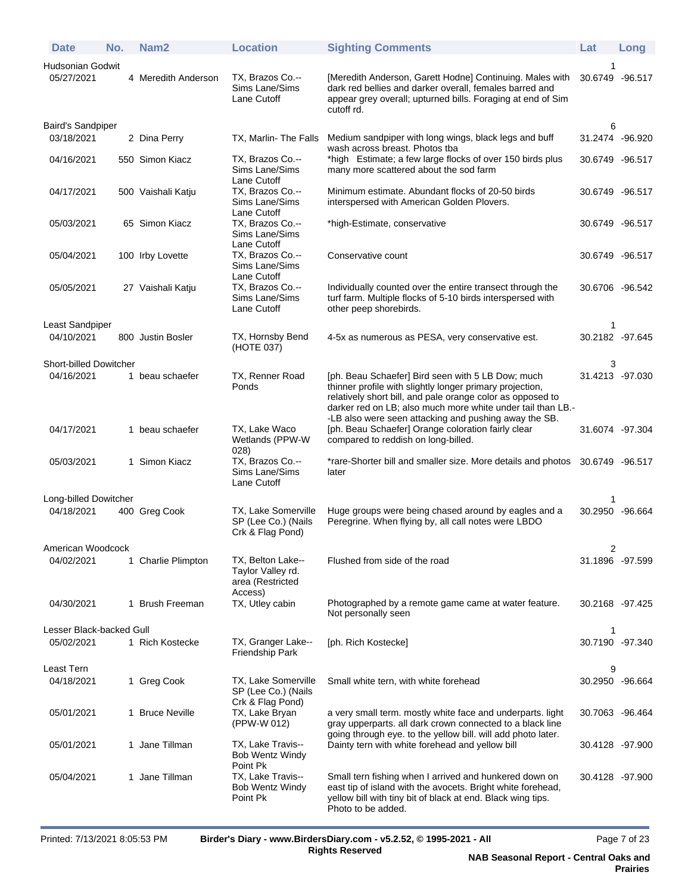| Date | No. | Nam2 | Location | Sighting Comments | Lat | Long |
|---|---|---|---|---|---|---|
| **Hudsonian Godwit** | | | | | 1 | |
| 05/27/2021 | 4 | Meredith Anderson | TX, Brazos Co.--Sims Lane/Sims Lane Cutoff | [Meredith Anderson, Garett Hodne] Continuing. Males with dark red bellies and darker overall, females barred and appear grey overall; upturned bills. Foraging at end of Sim cutoff rd. | 30.6749 | -96.517 |
| **Baird's Sandpiper** | | | | | 6 | |
| 03/18/2021 | 2 | Dina Perry | TX, Marlin- The Falls | Medium sandpiper with long wings, black legs and buff wash across breast. Photos tba | 31.2474 | -96.920 |
| 04/16/2021 | 550 | Simon Kiacz | TX, Brazos Co.--Sims Lane/Sims Lane Cutoff | *high Estimate; a few large flocks of over 150 birds plus many more scattered about the sod farm | 30.6749 | -96.517 |
| 04/17/2021 | 500 | Vaishali Katju | TX, Brazos Co.--Sims Lane/Sims Lane Cutoff | Minimum estimate. Abundant flocks of 20-50 birds interspersed with American Golden Plovers. | 30.6749 | -96.517 |
| 05/03/2021 | 65 | Simon Kiacz | TX, Brazos Co.--Sims Lane/Sims Lane Cutoff | *high-Estimate, conservative | 30.6749 | -96.517 |
| 05/04/2021 | 100 | Irby Lovette | TX, Brazos Co.--Sims Lane/Sims Lane Cutoff | Conservative count | 30.6749 | -96.517 |
| 05/05/2021 | 27 | Vaishali Katju | TX, Brazos Co.--Sims Lane/Sims Lane Cutoff | Individually counted over the entire transect through the turf farm. Multiple flocks of 5-10 birds interspersed with other peep shorebirds. | 30.6706 | -96.542 |
| **Least Sandpiper** | | | | | 1 | |
| 04/10/2021 | 800 | Justin Bosler | TX, Hornsby Bend (HOTE 037) | 4-5x as numerous as PESA, very conservative est. | 30.2182 | -97.645 |
| **Short-billed Dowitcher** | | | | | 3 | |
| 04/16/2021 | 1 | beau schaefer | TX, Renner Road Ponds | [ph. Beau Schaefer] Bird seen with 5 LB Dow; much thinner profile with slightly longer primary projection, relatively short bill, and pale orange color as opposed to darker red on LB; also much more white under tail than LB.--LB also were seen attacking and pushing away the SB. | 31.4213 | -97.030 |
| 04/17/2021 | 1 | beau schaefer | TX, Lake Waco Wetlands (PPW-W 028) | [ph. Beau Schaefer] Orange coloration fairly clear compared to reddish on long-billed. | 31.6074 | -97.304 |
| 05/03/2021 | 1 | Simon Kiacz | TX, Brazos Co.--Sims Lane/Sims Lane Cutoff | *rare-Shorter bill and smaller size. More details and photos later | 30.6749 | -96.517 |
| **Long-billed Dowitcher** | | | | | 1 | |
| 04/18/2021 | 400 | Greg Cook | TX, Lake Somerville SP (Lee Co.) (Nails Crk & Flag Pond) | Huge groups were being chased around by eagles and a Peregrine. When flying by, all call notes were LBDO | 30.2950 | -96.664 |
| **American Woodcock** | | | | | 2 | |
| 04/02/2021 | 1 | Charlie Plimpton | TX, Belton Lake--Taylor Valley rd. area (Restricted Access) | Flushed from side of the road | 31.1896 | -97.599 |
| 04/30/2021 | 1 | Brush Freeman | TX, Utley cabin | Photographed by a remote game came at water feature. Not personally seen | 30.2168 | -97.425 |
| **Lesser Black-backed Gull** | | | | | 1 | |
| 05/02/2021 | 1 | Rich Kostecke | TX, Granger Lake--Friendship Park | [ph. Rich Kostecke] | 30.7190 | -97.340 |
| **Least Tern** | | | | | 9 | |
| 04/18/2021 | 1 | Greg Cook | TX, Lake Somerville SP (Lee Co.) (Nails Crk & Flag Pond) | Small white tern, with white forehead | 30.2950 | -96.664 |
| 05/01/2021 | 1 | Bruce Neville | TX, Lake Bryan (PPW-W 012) | a very small term. mostly white face and underparts. light gray upperparts. all dark crown connected to a black line going through eye. to the yellow bill. will add photo later. | 30.7063 | -96.464 |
| 05/01/2021 | 1 | Jane Tillman | TX, Lake Travis--Bob Wentz Windy Point Pk | Dainty tern with white forehead and yellow bill | 30.4128 | -97.900 |
| 05/04/2021 | 1 | Jane Tillman | TX, Lake Travis--Bob Wentz Windy Point Pk | Small tern fishing when I arrived and hunkered down on east tip of island with the avocets. Bright white forehead, yellow bill with tiny bit of black at end. Black wing tips. Photo to be added. | 30.4128 | -97.900 |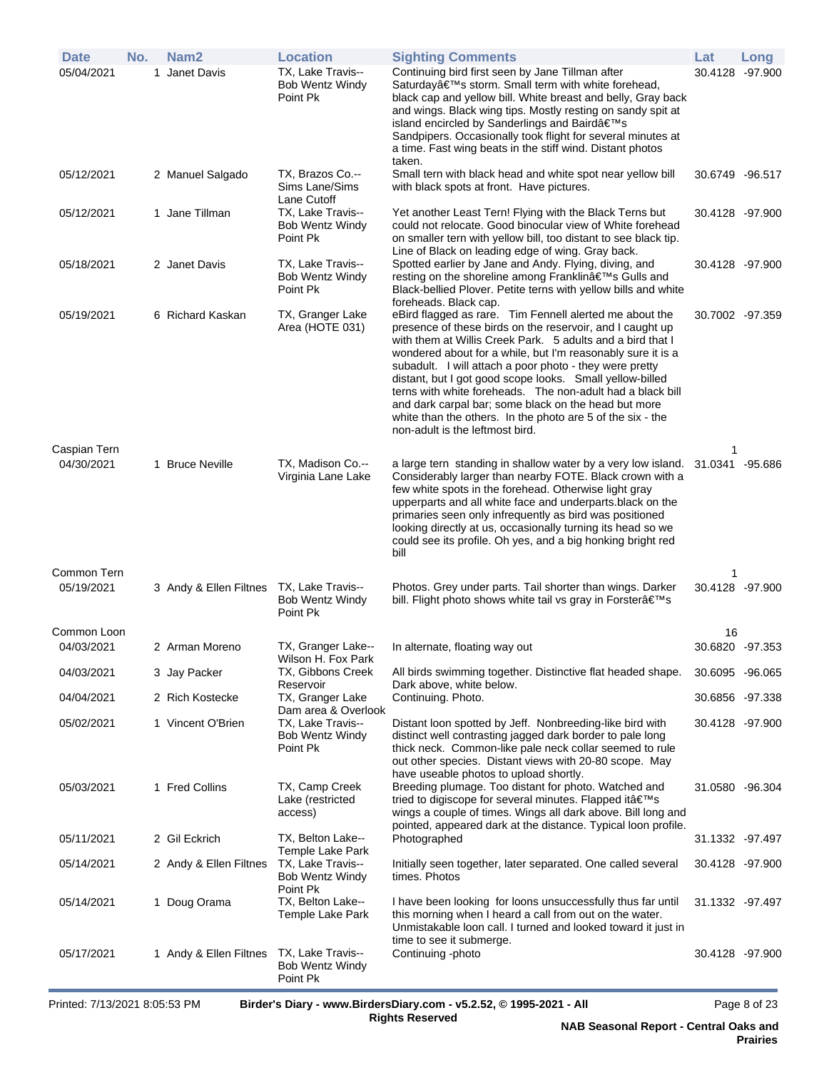| Date | No. | Nam2 | Location | Sighting Comments | Lat | Long |
|---|---|---|---|---|---|---|
| 05/04/2021 | 1 | Janet Davis | TX, Lake Travis--Bob Wentz Windy Point Pk | Continuing bird first seen by Jane Tillman after Saturdayâ€™s storm. Small term with white forehead, black cap and yellow bill. White breast and belly, Gray back and wings. Black wing tips. Mostly resting on sandy spit at island encircled by Sanderlings and Bairdâ€™s Sandpipers. Occasionally took flight for several minutes at a time. Fast wing beats in the stiff wind. Distant photos taken. | 30.4128 | -97.900 |
| 05/12/2021 | 2 | Manuel Salgado | TX, Brazos Co.--Sims Lane/Sims Lane Cutoff | Small tern with black head and white spot near yellow bill with black spots at front. Have pictures. | 30.6749 | -96.517 |
| 05/12/2021 | 1 | Jane Tillman | TX, Lake Travis--Bob Wentz Windy Point Pk | Yet another Least Tern! Flying with the Black Terns but could not relocate. Good binocular view of White forehead on smaller tern with yellow bill, too distant to see black tip. Line of Black on leading edge of wing. Gray back. | 30.4128 | -97.900 |
| 05/18/2021 | 2 | Janet Davis | TX, Lake Travis--Bob Wentz Windy Point Pk | Spotted earlier by Jane and Andy. Flying, diving, and resting on the shoreline among Franklinâ€™s Gulls and Black-bellied Plover. Petite terns with yellow bills and white foreheads. Black cap. | 30.4128 | -97.900 |
| 05/19/2021 | 6 | Richard Kaskan | TX, Granger Lake Area (HOTE 031) | eBird flagged as rare. Tim Fennell alerted me about the presence of these birds on the reservoir, and I caught up with them at Willis Creek Park. 5 adults and a bird that I wondered about for a while, but I'm reasonably sure it is a subadult. I will attach a poor photo - they were pretty distant, but I got good scope looks. Small yellow-billed terns with white foreheads. The non-adult had a black bill and dark carpal bar; some black on the head but more white than the others. In the photo are 5 of the six - the non-adult is the leftmost bird. | 30.7002 | -97.359 |
| Caspian Tern | | | | | 1 | |
| 04/30/2021 | 1 | Bruce Neville | TX, Madison Co.--Virginia Lane Lake | a large tern standing in shallow water by a very low island. Considerably larger than nearby FOTE. Black crown with a few white spots in the forehead. Otherwise light gray upperparts and all white face and underparts.black on the primaries seen only infrequently as bird was positioned looking directly at us, occasionally turning its head so we could see its profile. Oh yes, and a big honking bright red bill | 31.0341 | -95.686 |
| Common Tern | | | | | 1 | |
| 05/19/2021 | 3 | Andy & Ellen Filtnes | TX, Lake Travis--Bob Wentz Windy Point Pk | Photos. Grey under parts. Tail shorter than wings. Darker bill. Flight photo shows white tail vs gray in Forsterâ€™s | 30.4128 | -97.900 |
| Common Loon | | | | | 16 | |
| 04/03/2021 | 2 | Arman Moreno | TX, Granger Lake--Wilson H. Fox Park | In alternate, floating way out | 30.6820 | -97.353 |
| 04/03/2021 | 3 | Jay Packer | TX, Gibbons Creek Reservoir | All birds swimming together. Distinctive flat headed shape. Dark above, white below. | 30.6095 | -96.065 |
| 04/04/2021 | 2 | Rich Kostecke | TX, Granger Lake Dam area & Overlook | Continuing. Photo. | 30.6856 | -97.338 |
| 05/02/2021 | 1 | Vincent O'Brien | TX, Lake Travis--Bob Wentz Windy Point Pk | Distant loon spotted by Jeff. Nonbreeding-like bird with distinct well contrasting jagged dark border to pale long thick neck. Common-like pale neck collar seemed to rule out other species. Distant views with 20-80 scope. May have useable photos to upload shortly. | 30.4128 | -97.900 |
| 05/03/2021 | 1 | Fred Collins | TX, Camp Creek Lake (restricted access) | Breeding plumage. Too distant for photo. Watched and tried to digiscope for several minutes. Flapped itâ€™s wings a couple of times. Wings all dark above. Bill long and pointed, appeared dark at the distance. Typical loon profile. | 31.0580 | -96.304 |
| 05/11/2021 | 2 | Gil Eckrich | TX, Belton Lake--Temple Lake Park | Photographed | 31.1332 | -97.497 |
| 05/14/2021 | 2 | Andy & Ellen Filtnes | TX, Lake Travis--Bob Wentz Windy Point Pk | Initially seen together, later separated. One called several times. Photos | 30.4128 | -97.900 |
| 05/14/2021 | 1 | Doug Orama | TX, Belton Lake--Temple Lake Park | I have been looking for loons unsuccessfully thus far until this morning when I heard a call from out on the water. Unmistakable loon call. I turned and looked toward it just in time to see it submerge. | 31.1332 | -97.497 |
| 05/17/2021 | 1 | Andy & Ellen Filtnes | TX, Lake Travis--Bob Wentz Windy Point Pk | Continuing -photo | 30.4128 | -97.900 |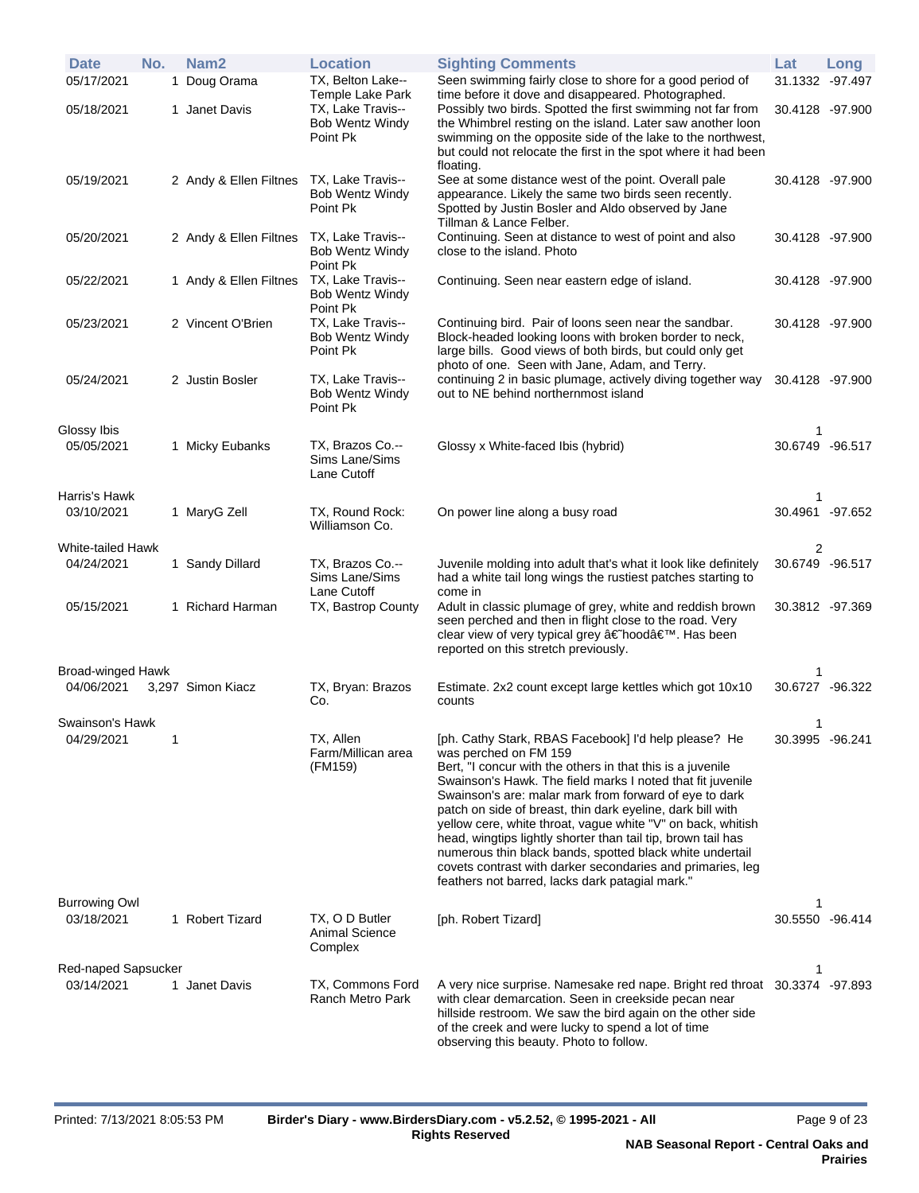| Date | No. | Nam2 | Location | Sighting Comments | Lat | Long |
|---|---|---|---|---|---|---|
| 05/17/2021 | 1 | Doug Orama | TX, Belton Lake--Temple Lake Park | Seen swimming fairly close to shore for a good period of time before it dove and disappeared. Photographed. | 31.1332 | -97.497 |
| 05/18/2021 | 1 | Janet Davis | TX, Lake Travis--Bob Wentz Windy Point Pk | Possibly two birds. Spotted the first swimming not far from the Whimbrel resting on the island. Later saw another loon swimming on the opposite side of the lake to the northwest, but could not relocate the first in the spot where it had been floating. | 30.4128 | -97.900 |
| 05/19/2021 | 2 | Andy & Ellen Filtnes | TX, Lake Travis--Bob Wentz Windy Point Pk | See at some distance west of the point. Overall pale appearance. Likely the same two birds seen recently. Spotted by Justin Bosler and Aldo observed by Jane Tillman & Lance Felber. | 30.4128 | -97.900 |
| 05/20/2021 | 2 | Andy & Ellen Filtnes | TX, Lake Travis--Bob Wentz Windy Point Pk | Continuing. Seen at distance to west of point and also close to the island. Photo | 30.4128 | -97.900 |
| 05/22/2021 | 1 | Andy & Ellen Filtnes | TX, Lake Travis--Bob Wentz Windy Point Pk | Continuing. Seen near eastern edge of island. | 30.4128 | -97.900 |
| 05/23/2021 | 2 | Vincent O'Brien | TX, Lake Travis--Bob Wentz Windy Point Pk | Continuing bird. Pair of loons seen near the sandbar. Block-headed looking loons with broken border to neck, large bills. Good views of both birds, but could only get photo of one. Seen with Jane, Adam, and Terry. | 30.4128 | -97.900 |
| 05/24/2021 | 2 | Justin Bosler | TX, Lake Travis--Bob Wentz Windy Point Pk | continuing 2 in basic plumage, actively diving together way out to NE behind northernmost island | 30.4128 | -97.900 |
| **Glossy Ibis** | | | | | 1 | |
| 05/05/2021 | 1 | Micky Eubanks | TX, Brazos Co.--Sims Lane/Sims Lane Cutoff | Glossy x White-faced Ibis (hybrid) | 30.6749 | -96.517 |
| **Harris's Hawk** | | | | | 1 | |
| 03/10/2021 | 1 | MaryG Zell | TX, Round Rock: Williamson Co. | On power line along a busy road | 30.4961 | -97.652 |
| **White-tailed Hawk** | | | | | 2 | |
| 04/24/2021 | 1 | Sandy Dillard | TX, Brazos Co.--Sims Lane/Sims Lane Cutoff | Juvenile molding into adult that's what it look like definitely had a white tail long wings the rustiest patches starting to come in | 30.6749 | -96.517 |
| 05/15/2021 | 1 | Richard Harman | TX, Bastrop County | Adult in classic plumage of grey, white and reddish brown seen perched and then in flight close to the road. Very clear view of very typical grey â€˜hoodâ€™. Has been reported on this stretch previously. | 30.3812 | -97.369 |
| **Broad-winged Hawk** | | | | | 1 | |
| 04/06/2021 | 3,297 | Simon Kiacz | TX, Bryan: Brazos Co. | Estimate. 2x2 count except large kettles which got 10x10 counts | 30.6727 | -96.322 |
| **Swainson's Hawk** | | | | | 1 | |
| 04/29/2021 | 1 | | TX, Allen Farm/Millican area (FM159) | [ph. Cathy Stark, RBAS Facebook] I'd help please? He was perched on FM 159 Bert, "I concur with the others in that this is a juvenile Swainson's Hawk. The field marks I noted that fit juvenile Swainson's are: malar mark from forward of eye to dark patch on side of breast, thin dark eyeline, dark bill with yellow cere, white throat, vague white "V" on back, whitish head, wingtips lightly shorter than tail tip, brown tail has numerous thin black bands, spotted black white undertail covets contrast with darker secondaries and primaries, leg feathers not barred, lacks dark patagial mark." | 30.3995 | -96.241 |
| **Burrowing Owl** | | | | | 1 | |
| 03/18/2021 | 1 | Robert Tizard | TX, O D Butler Animal Science Complex | [ph. Robert Tizard] | 30.5550 | -96.414 |
| **Red-naped Sapsucker** | | | | | 1 | |
| 03/14/2021 | 1 | Janet Davis | TX, Commons Ford Ranch Metro Park | A very nice surprise. Namesake red nape. Bright red throat with clear demarcation. Seen in creekside pecan near hillside restroom. We saw the bird again on the other side of the creek and were lucky to spend a lot of time observing this beauty. Photo to follow. | 30.3374 | -97.893 |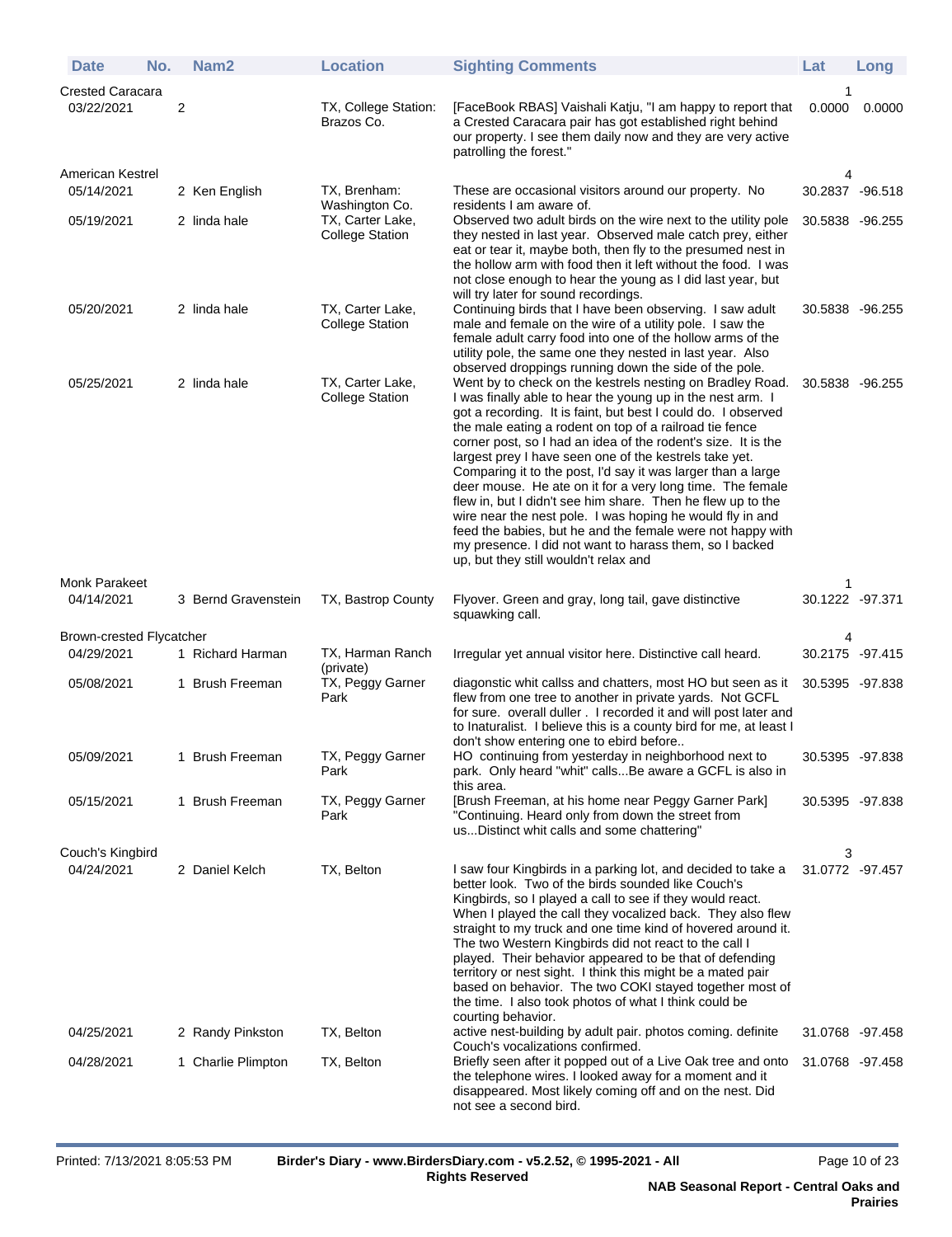| Date | No. | Nam2 | Location | Sighting Comments | Lat | Long |
|---|---|---|---|---|---|---|
| **Crested Caracara** | | | | | 1 | |
| 03/22/2021 | 2 | | TX, College Station: Brazos Co. | [FaceBook RBAS] Vaishali Katju, "I am happy to report that a Crested Caracara pair has got established right behind our property. I see them daily now and they are very active patrolling the forest." | 0.0000 | 0.0000 |
| **American Kestrel** | | | | | 4 | |
| 05/14/2021 | 2 | Ken English | TX, Brenham: Washington Co. | These are occasional visitors around our property. No residents I am aware of. | 30.2837 | -96.518 |
| 05/19/2021 | 2 | linda hale | TX, Carter Lake, College Station | Observed two adult birds on the wire next to the utility pole they nested in last year. Observed male catch prey, either eat or tear it, maybe both, then fly to the presumed nest in the hollow arm with food then it left without the food. I was not close enough to hear the young as I did last year, but will try later for sound recordings. | 30.5838 | -96.255 |
| 05/20/2021 | 2 | linda hale | TX, Carter Lake, College Station | Continuing birds that I have been observing. I saw adult male and female on the wire of a utility pole. I saw the female adult carry food into one of the hollow arms of the utility pole, the same one they nested in last year. Also observed droppings running down the side of the pole. | 30.5838 | -96.255 |
| 05/25/2021 | 2 | linda hale | TX, Carter Lake, College Station | Went by to check on the kestrels nesting on Bradley Road. I was finally able to hear the young up in the nest arm. I got a recording. It is faint, but best I could do. I observed the male eating a rodent on top of a railroad tie fence corner post, so I had an idea of the rodent's size. It is the largest prey I have seen one of the kestrels take yet. Comparing it to the post, I'd say it was larger than a large deer mouse. He ate on it for a very long time. The female flew in, but I didn't see him share. Then he flew up to the wire near the nest pole. I was hoping he would fly in and feed the babies, but he and the female were not happy with my presence. I did not want to harass them, so I backed up, but they still wouldn't relax and | 30.5838 | -96.255 |
| **Monk Parakeet** | | | | | 1 | |
| 04/14/2021 | 3 | Bernd Gravenstein | TX, Bastrop County | Flyover. Green and gray, long tail, gave distinctive squawking call. | 30.1222 | -97.371 |
| **Brown-crested Flycatcher** | | | | | 4 | |
| 04/29/2021 | 1 | Richard Harman | TX, Harman Ranch (private) | Irregular yet annual visitor here. Distinctive call heard. | 30.2175 | -97.415 |
| 05/08/2021 | 1 | Brush Freeman | TX, Peggy Garner Park | diagonstic whit callss and chatters, most HO but seen as it flew from one tree to another in private yards. Not GCFL for sure. overall duller . I recorded it and will post later and to Inaturalist. I believe this is a county bird for me, at least I don't show entering one to ebird before.. | 30.5395 | -97.838 |
| 05/09/2021 | 1 | Brush Freeman | TX, Peggy Garner Park | HO continuing from yesterday in neighborhood next to park. Only heard "whit" calls...Be aware a GCFL is also in this area. | 30.5395 | -97.838 |
| 05/15/2021 | 1 | Brush Freeman | TX, Peggy Garner Park | [Brush Freeman, at his home near Peggy Garner Park] "Continuing. Heard only from down the street from us...Distinct whit calls and some chattering" | 30.5395 | -97.838 |
| **Couch's Kingbird** | | | | | 3 | |
| 04/24/2021 | 2 | Daniel Kelch | TX, Belton | I saw four Kingbirds in a parking lot, and decided to take a better look. Two of the birds sounded like Couch's Kingbirds, so I played a call to see if they would react. When I played the call they vocalized back. They also flew straight to my truck and one time kind of hovered around it. The two Western Kingbirds did not react to the call I played. Their behavior appeared to be that of defending territory or nest sight. I think this might be a mated pair based on behavior. The two COKI stayed together most of the time. I also took photos of what I think could be courting behavior. | 31.0772 | -97.457 |
| 04/25/2021 | 2 | Randy Pinkston | TX, Belton | active nest-building by adult pair. photos coming. definite Couch's vocalizations confirmed. | 31.0768 | -97.458 |
| 04/28/2021 | 1 | Charlie Plimpton | TX, Belton | Briefly seen after it popped out of a Live Oak tree and onto the telephone wires. I looked away for a moment and it disappeared. Most likely coming off and on the nest. Did not see a second bird. | 31.0768 | -97.458 |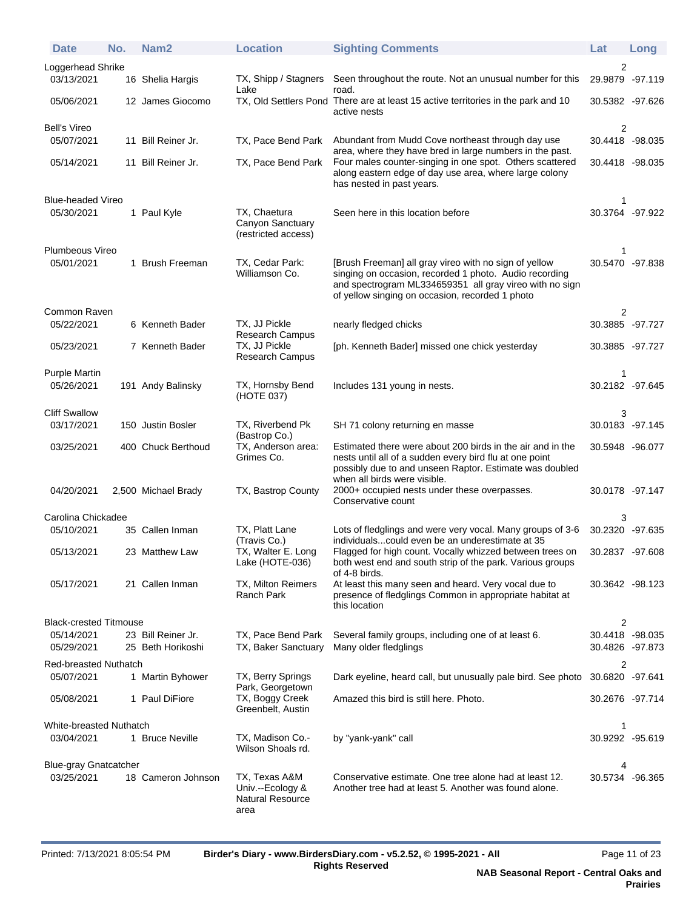| Date | No. | Nam2 | Location | Sighting Comments | Lat | Long |
|---|---|---|---|---|---|---|
| **Loggerhead Shrike** | | | | | 2 | |
| 03/13/2021 | 16 | Shelia Hargis | TX, Shipp / Stagners Lake | Seen throughout the route. Not an unusual number for this road. | 29.9879 | -97.119 |
| 05/06/2021 | 12 | James Giocomo | TX, Old Settlers Pond | There are at least 15 active territories in the park and 10 active nests | 30.5382 | -97.626 |
| **Bell's Vireo** | | | | | 2 | |
| 05/07/2021 | 11 | Bill Reiner Jr. | TX, Pace Bend Park | Abundant from Mudd Cove northeast through day use area, where they have bred in large numbers in the past. | 30.4418 | -98.035 |
| 05/14/2021 | 11 | Bill Reiner Jr. | TX, Pace Bend Park | Four males counter-singing in one spot. Others scattered along eastern edge of day use area, where large colony has nested in past years. | 30.4418 | -98.035 |
| **Blue-headed Vireo** | | | | | 1 | |
| 05/30/2021 | 1 | Paul Kyle | TX, Chaetura Canyon Sanctuary (restricted access) | Seen here in this location before | 30.3764 | -97.922 |
| **Plumbeous Vireo** | | | | | 1 | |
| 05/01/2021 | 1 | Brush Freeman | TX, Cedar Park: Williamson Co. | [Brush Freeman] all gray vireo with no sign of yellow singing on occasion, recorded 1 photo. Audio recording and spectrogram ML334659351 all gray vireo with no sign of yellow singing on occasion, recorded 1 photo | 30.5470 | -97.838 |
| **Common Raven** | | | | | 2 | |
| 05/22/2021 | 6 | Kenneth Bader | TX, JJ Pickle Research Campus | nearly fledged chicks | 30.3885 | -97.727 |
| 05/23/2021 | 7 | Kenneth Bader | TX, JJ Pickle Research Campus | [ph. Kenneth Bader] missed one chick yesterday | 30.3885 | -97.727 |
| **Purple Martin** | | | | | 1 | |
| 05/26/2021 | 191 | Andy Balinsky | TX, Hornsby Bend (HOTE 037) | Includes 131 young in nests. | 30.2182 | -97.645 |
| **Cliff Swallow** | | | | | 3 | |
| 03/17/2021 | 150 | Justin Bosler | TX, Riverbend Pk (Bastrop Co.) | SH 71 colony returning en masse | 30.0183 | -97.145 |
| 03/25/2021 | 400 | Chuck Berthoud | TX, Anderson area: Grimes Co. | Estimated there were about 200 birds in the air and in the nests until all of a sudden every bird flu at one point possibly due to and unseen Raptor. Estimate was doubled when all birds were visible. | 30.5948 | -96.077 |
| 04/20/2021 | 2,500 | Michael Brady | TX, Bastrop County | 2000+ occupied nests under these overpasses. Conservative count | 30.0178 | -97.147 |
| **Carolina Chickadee** | | | | | 3 | |
| 05/10/2021 | 35 | Callen Inman | TX, Platt Lane (Travis Co.) | Lots of fledglings and were very vocal. Many groups of 3-6 individuals...could even be an underestimate at 35 | 30.2320 | -97.635 |
| 05/13/2021 | 23 | Matthew Law | TX, Walter E. Long Lake (HOTE-036) | Flagged for high count. Vocally whizzed between trees on both west end and south strip of the park. Various groups of 4-8 birds. | 30.2837 | -97.608 |
| 05/17/2021 | 21 | Callen Inman | TX, Milton Reimers Ranch Park | At least this many seen and heard. Very vocal due to presence of fledglings Common in appropriate habitat at this location | 30.3642 | -98.123 |
| **Black-crested Titmouse** | | | | | 2 | |
| 05/14/2021 | 23 | Bill Reiner Jr. | TX, Pace Bend Park | Several family groups, including one of at least 6. | 30.4418 | -98.035 |
| 05/29/2021 | 25 | Beth Horikoshi | TX, Baker Sanctuary | Many older fledglings | 30.4826 | -97.873 |
| **Red-breasted Nuthatch** | | | | | 2 | |
| 05/07/2021 | 1 | Martin Byhower | TX, Berry Springs Park, Georgetown | Dark eyeline, heard call, but unusually pale bird. See photo | 30.6820 | -97.641 |
| 05/08/2021 | 1 | Paul DiFiore | TX, Boggy Creek Greenbelt, Austin | Amazed this bird is still here. Photo. | 30.2676 | -97.714 |
| **White-breasted Nuthatch** | | | | | 1 | |
| 03/04/2021 | 1 | Bruce Neville | TX, Madison Co.-Wilson Shoals rd. | by "yank-yank" call | 30.9292 | -95.619 |
| **Blue-gray Gnatcatcher** | | | | | 4 | |
| 03/25/2021 | 18 | Cameron Johnson | TX, Texas A&M Univ.--Ecology & Natural Resource area | Conservative estimate. One tree alone had at least 12. Another tree had at least 5. Another was found alone. | 30.5734 | -96.365 |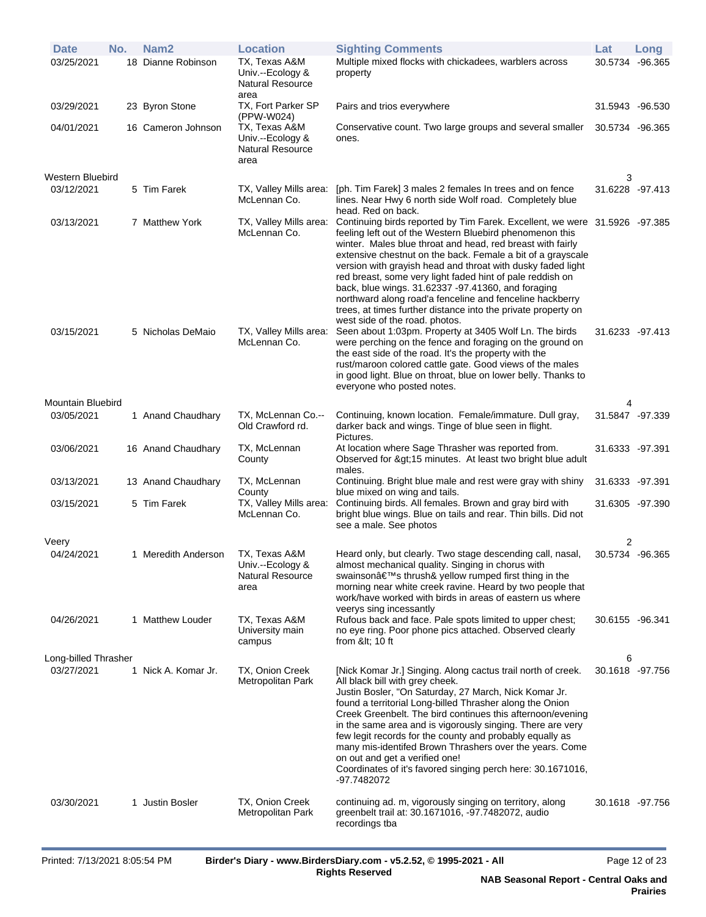| Date | No. | Nam2 | Location | Sighting Comments | Lat | Long |
|---|---|---|---|---|---|---|
| 03/25/2021 | 18 | Dianne Robinson | TX, Texas A&M Univ.--Ecology & Natural Resource area | Multiple mixed flocks with chickadees, warblers across property | 30.5734 | -96.365 |
| 03/29/2021 | 23 | Byron Stone | TX, Fort Parker SP (PPW-W024) | Pairs and trios everywhere | 31.5943 | -96.530 |
| 04/01/2021 | 16 | Cameron Johnson | TX, Texas A&M Univ.--Ecology & Natural Resource area | Conservative count. Two large groups and several smaller ones. | 30.5734 | -96.365 |
| **Western Bluebird** | | | | | 3 | |
| 03/12/2021 | 5 | Tim Farek | TX, Valley Mills area: McLennan Co. | [ph. Tim Farek] 3 males 2 females In trees and on fence lines. Near Hwy 6 north side Wolf road. Completely blue head. Red on back. | 31.6228 | -97.413 |
| 03/13/2021 | 7 | Matthew York | TX, Valley Mills area: McLennan Co. | Continuing birds reported by Tim Farek. Excellent, we were feeling left out of the Western Bluebird phenomenon this winter. Males blue throat and head, red breast with fairly extensive chestnut on the back. Female a bit of a grayscale version with grayish head and throat with dusky faded light red breast, some very light faded hint of pale reddish on back, blue wings. 31.62337 -97.41360, and foraging northward along road'a fenceline and fenceline hackberry trees, at times further distance into the private property on west side of the road. photos. | 31.5926 | -97.385 |
| 03/15/2021 | 5 | Nicholas DeMaio | TX, Valley Mills area: McLennan Co. | Seen about 1:03pm. Property at 3405 Wolf Ln. The birds were perching on the fence and foraging on the ground on the east side of the road. It's the property with the rust/maroon colored cattle gate. Good views of the males in good light. Blue on throat, blue on lower belly. Thanks to everyone who posted notes. | 31.6233 | -97.413 |
| **Mountain Bluebird** | | | | | 4 | |
| 03/05/2021 | 1 | Anand Chaudhary | TX, McLennan Co.--Old Crawford rd. | Continuing, known location. Female/immature. Dull gray, darker back and wings. Tinge of blue seen in flight. Pictures. | 31.5847 | -97.339 |
| 03/06/2021 | 16 | Anand Chaudhary | TX, McLennan County | At location where Sage Thrasher was reported from. Observed for &gt;15 minutes. At least two bright blue adult males. | 31.6333 | -97.391 |
| 03/13/2021 | 13 | Anand Chaudhary | TX, McLennan County | Continuing. Bright blue male and rest were gray with shiny blue mixed on wing and tails. | 31.6333 | -97.391 |
| 03/15/2021 | 5 | Tim Farek | TX, Valley Mills area: McLennan Co. | Continuing birds. All females. Brown and gray bird with bright blue wings. Blue on tails and rear. Thin bills. Did not see a male. See photos | 31.6305 | -97.390 |
| **Veery** | | | | | 2 | |
| 04/24/2021 | 1 | Meredith Anderson | TX, Texas A&M Univ.--Ecology & Natural Resource area | Heard only, but clearly. Two stage descending call, nasal, almost mechanical quality. Singing in chorus with swainsonâ€™s thrush& yellow rumped first thing in the morning near white creek ravine. Heard by two people that work/have worked with birds in areas of eastern us where veerys sing incessantly | 30.5734 | -96.365 |
| 04/26/2021 | 1 | Matthew Louder | TX, Texas A&M University main campus | Rufous back and face. Pale spots limited to upper chest; no eye ring. Poor phone pics attached. Observed clearly from &lt; 10 ft | 30.6155 | -96.341 |
| **Long-billed Thrasher** | | | | | 6 | |
| 03/27/2021 | 1 | Nick A. Komar Jr. | TX, Onion Creek Metropolitan Park | [Nick Komar Jr.] Singing. Along cactus trail north of creek. All black bill with grey cheek. Justin Bosler, "On Saturday, 27 March, Nick Komar Jr. found a territorial Long-billed Thrasher along the Onion Creek Greenbelt. The bird continues this afternoon/evening in the same area and is vigorously singing. There are very few legit records for the county and probably equally as many mis-identifed Brown Thrashers over the years. Come on out and get a verified one! Coordinates of it's favored singing perch here: 30.1671016, -97.7482072 | 30.1618 | -97.756 |
| 03/30/2021 | 1 | Justin Bosler | TX, Onion Creek Metropolitan Park | continuing ad. m, vigorously singing on territory, along greenbelt trail at: 30.1671016, -97.7482072, audio recordings tba | 30.1618 | -97.756 |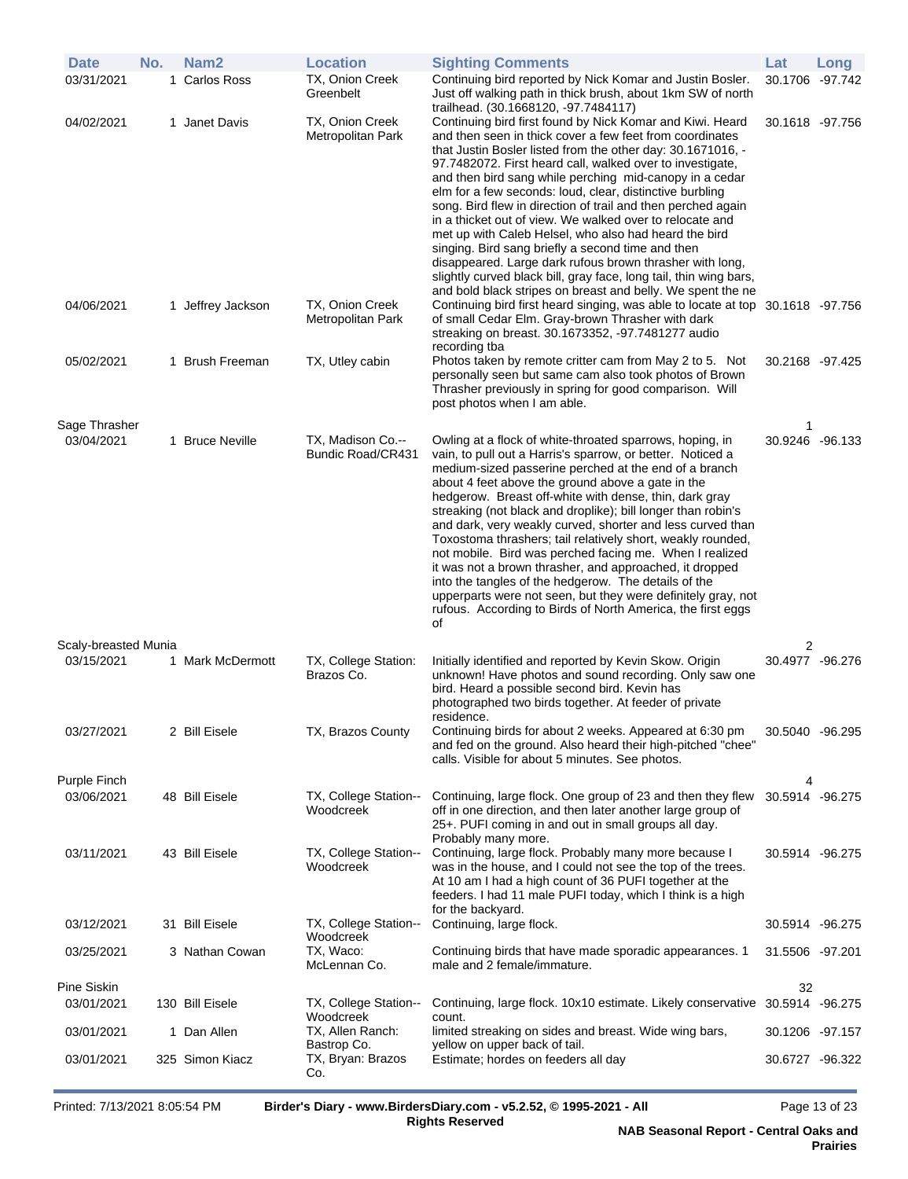| Date | No. | Nam2 | Location | Sighting Comments | Lat | Long |
|---|---|---|---|---|---|---|
| 03/31/2021 | 1 | Carlos Ross | TX, Onion Creek Greenbelt | Continuing bird reported by Nick Komar and Justin Bosler. Just off walking path in thick brush, about 1km SW of north trailhead. (30.1668120, -97.7484117) | 30.1706 | -97.742 |
| 04/02/2021 | 1 | Janet Davis | TX, Onion Creek Metropolitan Park | Continuing bird first found by Nick Komar and Kiwi. Heard and then seen in thick cover a few feet from coordinates that Justin Bosler listed from the other day: 30.1671016, -97.7482072. First heard call, walked over to investigate, and then bird sang while perching mid-canopy in a cedar elm for a few seconds: loud, clear, distinctive burbling song. Bird flew in direction of trail and then perched again in a thicket out of view. We walked over to relocate and met up with Caleb Helsel, who also had heard the bird singing. Bird sang briefly a second time and then disappeared. Large dark rufous brown thrasher with long, slightly curved black bill, gray face, long tail, thin wing bars, and bold black stripes on breast and belly. We spent the ne | 30.1618 | -97.756 |
| 04/06/2021 | 1 | Jeffrey Jackson | TX, Onion Creek Metropolitan Park | Continuing bird first heard singing, was able to locate at top of small Cedar Elm. Gray-brown Thrasher with dark streaking on breast. 30.1673352, -97.7481277 audio recording tba | 30.1618 | -97.756 |
| 05/02/2021 | 1 | Brush Freeman | TX, Utley cabin | Photos taken by remote critter cam from May 2 to 5. Not personally seen but same cam also took photos of Brown Thrasher previously in spring for good comparison. Will post photos when I am able. | 30.2168 | -97.425 |
| Sage Thrasher | | | | | 1 | |
| 03/04/2021 | 1 | Bruce Neville | TX, Madison Co.--Bundic Road/CR431 | Owling at a flock of white-throated sparrows, hoping, in vain, to pull out a Harris's sparrow, or better. Noticed a medium-sized passerine perched at the end of a branch about 4 feet above the ground above a gate in the hedgerow. Breast off-white with dense, thin, dark gray streaking (not black and droplike); bill longer than robin's and dark, very weakly curved, shorter and less curved than Toxostoma thrashers; tail relatively short, weakly rounded, not mobile. Bird was perched facing me. When I realized it was not a brown thrasher, and approached, it dropped into the tangles of the hedgerow. The details of the upperparts were not seen, but they were definitely gray, not rufous. According to Birds of North America, the first eggs of | 30.9246 | -96.133 |
| Scaly-breasted Munia | | | | | 2 | |
| 03/15/2021 | 1 | Mark McDermott | TX, College Station: Brazos Co. | Initially identified and reported by Kevin Skow. Origin unknown! Have photos and sound recording. Only saw one bird. Heard a possible second bird. Kevin has photographed two birds together. At feeder of private residence. | 30.4977 | -96.276 |
| 03/27/2021 | 2 | Bill Eisele | TX, Brazos County | Continuing birds for about 2 weeks. Appeared at 6:30 pm and fed on the ground. Also heard their high-pitched "chee" calls. Visible for about 5 minutes. See photos. | 30.5040 | -96.295 |
| Purple Finch | | | | | 4 | |
| 03/06/2021 | 48 | Bill Eisele | TX, College Station--Woodcreek | Continuing, large flock. One group of 23 and then they flew off in one direction, and then later another large group of 25+. PUFI coming in and out in small groups all day. Probably many more. | 30.5914 | -96.275 |
| 03/11/2021 | 43 | Bill Eisele | TX, College Station--Woodcreek | Continuing, large flock. Probably many more because I was in the house, and I could not see the top of the trees. At 10 am I had a high count of 36 PUFI together at the feeders. I had 11 male PUFI today, which I think is a high for the backyard. | 30.5914 | -96.275 |
| 03/12/2021 | 31 | Bill Eisele | TX, College Station--Woodcreek | Continuing, large flock. | 30.5914 | -96.275 |
| 03/25/2021 | 3 | Nathan Cowan | TX, Waco: McLennan Co. | Continuing birds that have made sporadic appearances. 1 male and 2 female/immature. | 31.5506 | -97.201 |
| Pine Siskin | | | | | 32 | |
| 03/01/2021 | 130 | Bill Eisele | TX, College Station--Woodcreek | Continuing, large flock. 10x10 estimate. Likely conservative count. | 30.5914 | -96.275 |
| 03/01/2021 | 1 | Dan Allen | TX, Allen Ranch: Bastrop Co. | limited streaking on sides and breast. Wide wing bars, yellow on upper back of tail. | 30.1206 | -97.157 |
| 03/01/2021 | 325 | Simon Kiacz | TX, Bryan: Brazos Co. | Estimate; hordes on feeders all day | 30.6727 | -96.322 |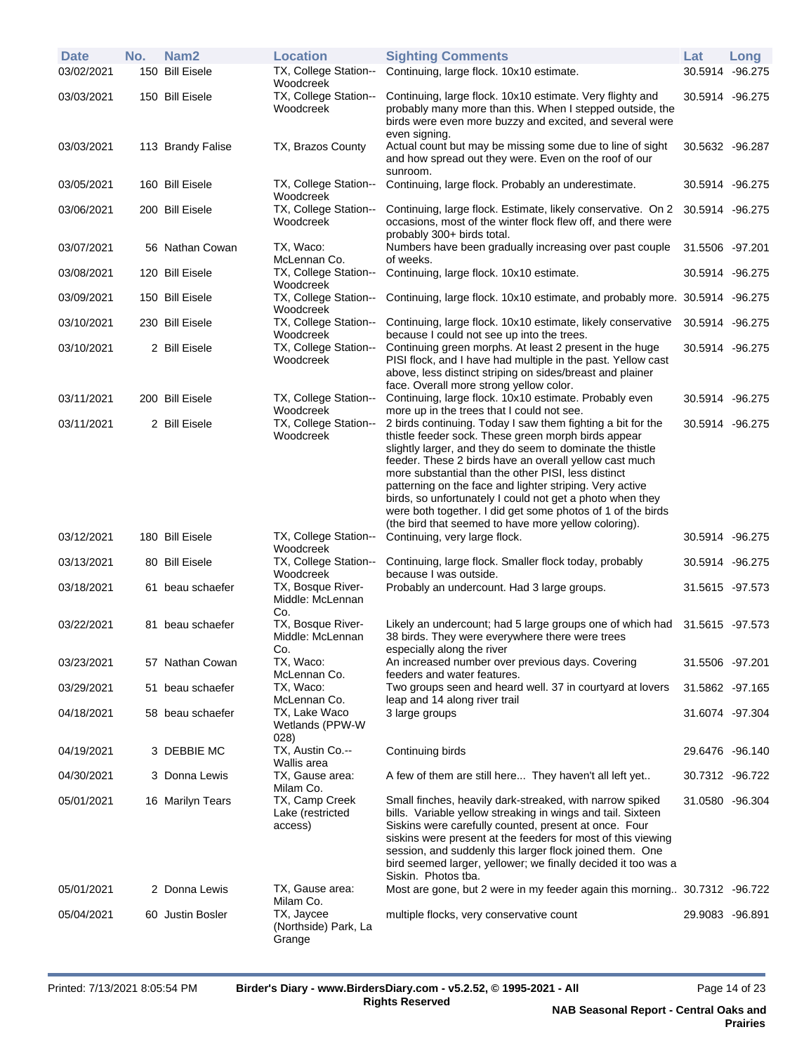| Date | No. | Nam2 | Location | Sighting Comments | Lat | Long |
|---|---|---|---|---|---|---|
| 03/02/2021 | 150 | Bill Eisele | TX, College Station--Woodcreek | Continuing, large flock. 10x10 estimate. | 30.5914 | -96.275 |
| 03/03/2021 | 150 | Bill Eisele | TX, College Station--Woodcreek | Continuing, large flock. 10x10 estimate. Very flighty and probably many more than this. When I stepped outside, the birds were even more buzzy and excited, and several were even signing. | 30.5914 | -96.275 |
| 03/03/2021 | 113 | Brandy Falise | TX, Brazos County | Actual count but may be missing some due to line of sight and how spread out they were. Even on the roof of our sunroom. | 30.5632 | -96.287 |
| 03/05/2021 | 160 | Bill Eisele | TX, College Station--Woodcreek | Continuing, large flock. Probably an underestimate. | 30.5914 | -96.275 |
| 03/06/2021 | 200 | Bill Eisele | TX, College Station--Woodcreek | Continuing, large flock. Estimate, likely conservative. On 2 occasions, most of the winter flock flew off, and there were probably 300+ birds total. | 30.5914 | -96.275 |
| 03/07/2021 | 56 | Nathan Cowan | TX, Waco: McLennan Co. | Numbers have been gradually increasing over past couple of weeks. | 31.5506 | -97.201 |
| 03/08/2021 | 120 | Bill Eisele | TX, College Station--Woodcreek | Continuing, large flock. 10x10 estimate. | 30.5914 | -96.275 |
| 03/09/2021 | 150 | Bill Eisele | TX, College Station--Woodcreek | Continuing, large flock. 10x10 estimate, and probably more. | 30.5914 | -96.275 |
| 03/10/2021 | 230 | Bill Eisele | TX, College Station--Woodcreek | Continuing, large flock. 10x10 estimate, likely conservative because I could not see up into the trees. | 30.5914 | -96.275 |
| 03/10/2021 | 2 | Bill Eisele | TX, College Station--Woodcreek | Continuing green morphs. At least 2 present in the huge PISI flock, and I have had multiple in the past. Yellow cast above, less distinct striping on sides/breast and plainer face. Overall more strong yellow color. | 30.5914 | -96.275 |
| 03/11/2021 | 200 | Bill Eisele | TX, College Station--Woodcreek | Continuing, large flock. 10x10 estimate. Probably even more up in the trees that I could not see. | 30.5914 | -96.275 |
| 03/11/2021 | 2 | Bill Eisele | TX, College Station--Woodcreek | 2 birds continuing. Today I saw them fighting a bit for the thistle feeder sock. These green morph birds appear slightly larger, and they do seem to dominate the thistle feeder. These 2 birds have an overall yellow cast much more substantial than the other PISI, less distinct patterning on the face and lighter striping. Very active birds, so unfortunately I could not get a photo when they were both together. I did get some photos of 1 of the birds (the bird that seemed to have more yellow coloring). | 30.5914 | -96.275 |
| 03/12/2021 | 180 | Bill Eisele | TX, College Station--Woodcreek | Continuing, very large flock. | 30.5914 | -96.275 |
| 03/13/2021 | 80 | Bill Eisele | TX, College Station--Woodcreek | Continuing, large flock. Smaller flock today, probably because I was outside. | 30.5914 | -96.275 |
| 03/18/2021 | 61 | beau schaefer | TX, Bosque River-Middle: McLennan Co. | Probably an undercount. Had 3 large groups. | 31.5615 | -97.573 |
| 03/22/2021 | 81 | beau schaefer | TX, Bosque River-Middle: McLennan Co. | Likely an undercount; had 5 large groups one of which had 38 birds. They were everywhere there were trees especially along the river | 31.5615 | -97.573 |
| 03/23/2021 | 57 | Nathan Cowan | TX, Waco: McLennan Co. | An increased number over previous days. Covering feeders and water features. | 31.5506 | -97.201 |
| 03/29/2021 | 51 | beau schaefer | TX, Waco: McLennan Co. | Two groups seen and heard well. 37 in courtyard at lovers leap and 14 along river trail | 31.5862 | -97.165 |
| 04/18/2021 | 58 | beau schaefer | TX, Lake Waco Wetlands (PPW-W 028) | 3 large groups | 31.6074 | -97.304 |
| 04/19/2021 | 3 | DEBBIE MC | TX, Austin Co.--Wallis area | Continuing birds | 29.6476 | -96.140 |
| 04/30/2021 | 3 | Donna Lewis | TX, Gause area: Milam Co. | A few of them are still here... They haven't all left yet.. | 30.7312 | -96.722 |
| 05/01/2021 | 16 | Marilyn Tears | TX, Camp Creek Lake (restricted access) | Small finches, heavily dark-streaked, with narrow spiked bills. Variable yellow streaking in wings and tail. Sixteen Siskins were carefully counted, present at once. Four siskins were present at the feeders for most of this viewing session, and suddenly this larger flock joined them. One bird seemed larger, yellower; we finally decided it too was a Siskin. Photos tba. | 31.0580 | -96.304 |
| 05/01/2021 | 2 | Donna Lewis | TX, Gause area: Milam Co. | Most are gone, but 2 were in my feeder again this morning.. | 30.7312 | -96.722 |
| 05/04/2021 | 60 | Justin Bosler | TX, Jaycee (Northside) Park, La Grange | multiple flocks, very conservative count | 29.9083 | -96.891 |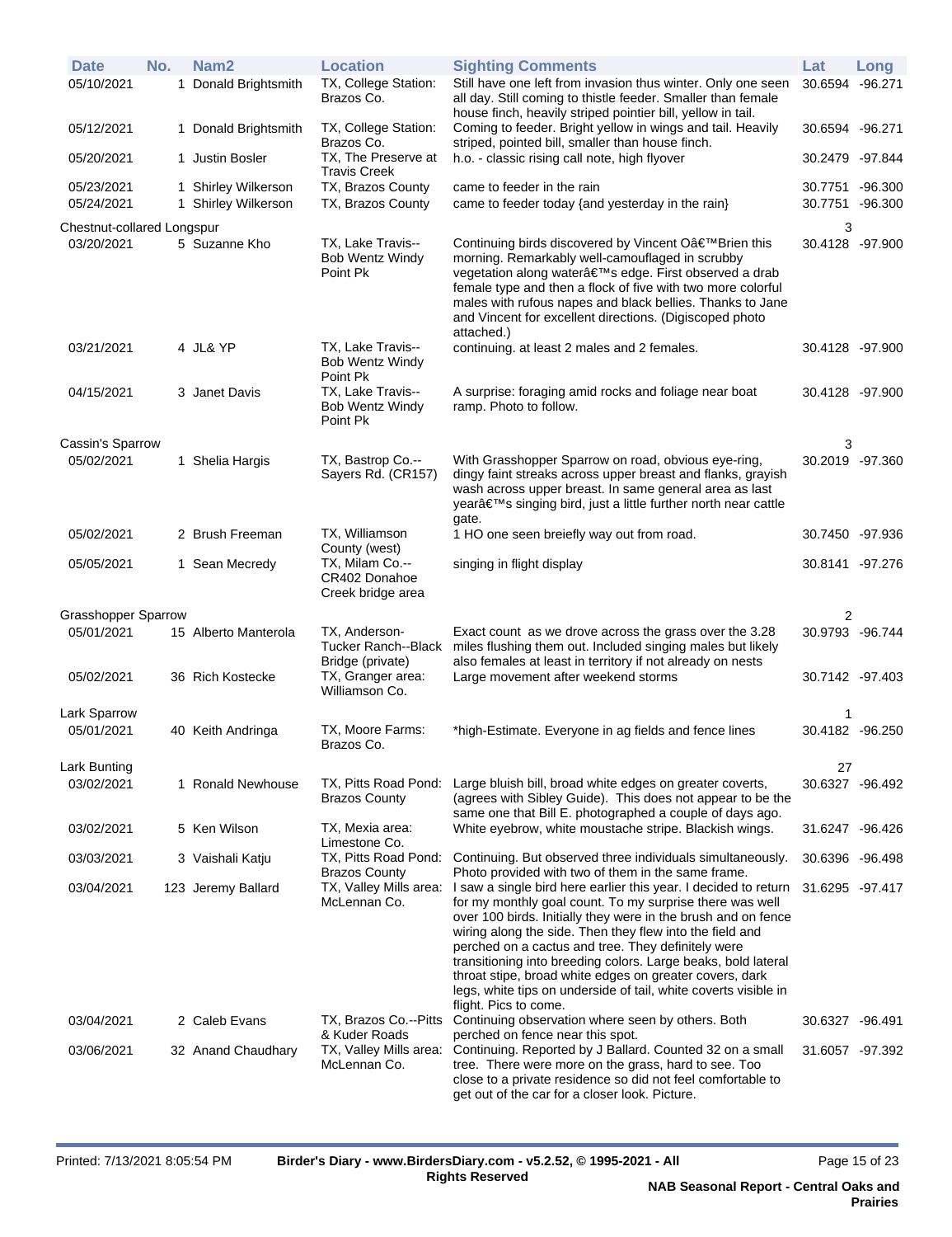| Date | No. | Nam2 | Location | Sighting Comments | Lat | Long |
|---|---|---|---|---|---|---|
| 05/10/2021 | 1 | Donald Brightsmith | TX, College Station: Brazos Co. | Still have one left from invasion thus winter. Only one seen all day. Still coming to thistle feeder. Smaller than female house finch, heavily striped pointier bill, yellow in tail. | 30.6594 | -96.271 |
| 05/12/2021 | 1 | Donald Brightsmith | TX, College Station: Brazos Co. | Coming to feeder. Bright yellow in wings and tail. Heavily striped, pointed bill, smaller than house finch. | 30.6594 | -96.271 |
| 05/20/2021 | 1 | Justin Bosler | TX, The Preserve at Travis Creek | h.o. - classic rising call note, high flyover | 30.2479 | -97.844 |
| 05/23/2021 | 1 | Shirley Wilkerson | TX, Brazos County | came to feeder in the rain | 30.7751 | -96.300 |
| 05/24/2021 | 1 | Shirley Wilkerson | TX, Brazos County | came to feeder today {and yesterday in the rain} | 30.7751 | -96.300 |
| Chestnut-collared Longspur | | | | | 3 | |
| 03/20/2021 | 5 | Suzanne Kho | TX, Lake Travis--Bob Wentz Windy Point Pk | Continuing birds discovered by Vincent Oâ€™Brien this morning. Remarkably well-camouflaged in scrubby vegetation along waterâ€™s edge. First observed a drab female type and then a flock of five with two more colorful males with rufous napes and black bellies. Thanks to Jane and Vincent for excellent directions. (Digiscoped photo attached.) | 30.4128 | -97.900 |
| 03/21/2021 | 4 | JL& YP | TX, Lake Travis--Bob Wentz Windy Point Pk | continuing. at least 2 males and 2 females. | 30.4128 | -97.900 |
| 04/15/2021 | 3 | Janet Davis | TX, Lake Travis--Bob Wentz Windy Point Pk | A surprise: foraging amid rocks and foliage near boat ramp. Photo to follow. | 30.4128 | -97.900 |
| Cassin's Sparrow | | | | | 3 | |
| 05/02/2021 | 1 | Shelia Hargis | TX, Bastrop Co.--Sayers Rd. (CR157) | With Grasshopper Sparrow on road, obvious eye-ring, dingy faint streaks across upper breast and flanks, grayish wash across upper breast. In same general area as last yearâ€™s singing bird, just a little further north near cattle gate. | 30.2019 | -97.360 |
| 05/02/2021 | 2 | Brush Freeman | TX, Williamson County (west) | 1 HO one seen breiefly way out from road. | 30.7450 | -97.936 |
| 05/05/2021 | 1 | Sean Mecredy | TX, Milam Co.--CR402 Donahoe Creek bridge area | singing in flight display | 30.8141 | -97.276 |
| Grasshopper Sparrow | | | | | 2 | |
| 05/01/2021 | 15 | Alberto Manterola | TX, Anderson-Tucker Ranch--Black Bridge (private) | Exact count as we drove across the grass over the 3.28 miles flushing them out. Included singing males but likely also females at least in territory if not already on nests | 30.9793 | -96.744 |
| 05/02/2021 | 36 | Rich Kostecke | TX, Granger area: Williamson Co. | Large movement after weekend storms | 30.7142 | -97.403 |
| Lark Sparrow | | | | | 1 | |
| 05/01/2021 | 40 | Keith Andringa | TX, Moore Farms: Brazos Co. | *high-Estimate. Everyone in ag fields and fence lines | 30.4182 | -96.250 |
| Lark Bunting | | | | | 27 | |
| 03/02/2021 | 1 | Ronald Newhouse | TX, Pitts Road Pond: Brazos County | Large bluish bill, broad white edges on greater coverts, (agrees with Sibley Guide). This does not appear to be the same one that Bill E. photographed a couple of days ago. | 30.6327 | -96.492 |
| 03/02/2021 | 5 | Ken Wilson | TX, Mexia area: Limestone Co. | White eyebrow, white moustache stripe. Blackish wings. | 31.6247 | -96.426 |
| 03/03/2021 | 3 | Vaishali Katju | TX, Pitts Road Pond: Brazos County | Continuing. But observed three individuals simultaneously. Photo provided with two of them in the same frame. | 30.6396 | -96.498 |
| 03/04/2021 | 123 | Jeremy Ballard | TX, Valley Mills area: McLennan Co. | I saw a single bird here earlier this year. I decided to return for my monthly goal count. To my surprise there was well over 100 birds. Initially they were in the brush and on fence wiring along the side. Then they flew into the field and perched on a cactus and tree. They definitely were transitioning into breeding colors. Large beaks, bold lateral throat stipe, broad white edges on greater covers, dark legs, white tips on underside of tail, white coverts visible in flight. Pics to come. | 31.6295 | -97.417 |
| 03/04/2021 | 2 | Caleb Evans | TX, Brazos Co.--Pitts & Kuder Roads | Continuing observation where seen by others. Both perched on fence near this spot. | 30.6327 | -96.491 |
| 03/06/2021 | 32 | Anand Chaudhary | TX, Valley Mills area: McLennan Co. | Continuing. Reported by J Ballard. Counted 32 on a small tree. There were more on the grass, hard to see. Too close to a private residence so did not feel comfortable to get out of the car for a closer look. Picture. | 31.6057 | -97.392 |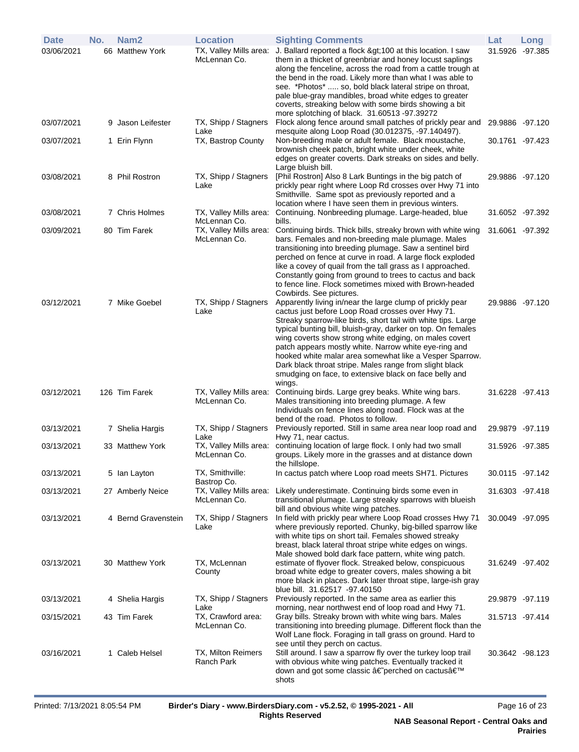| Date | No. | Nam2 | Location | Sighting Comments | Lat | Long |
|---|---|---|---|---|---|---|
| 03/06/2021 | 66 | Matthew York | TX, Valley Mills area: McLennan Co. | J. Ballard reported a flock &gt;100 at this location. I saw them in a thicket of greenbriar and honey locust saplings along the fenceline, across the road from a cattle trough at the bend in the road. Likely more than what I was able to see. *Photos* ..... so, bold black lateral stripe on throat, pale blue-gray mandibles, broad white edges to greater coverts, streaking below with some birds showing a bit more splotching of black. 31.60513 -97.39272 | 31.5926 | -97.385 |
| 03/07/2021 | 9 | Jason Leifester | TX, Shipp / Stagners Lake | Flock along fence around small patches of prickly pear and mesquite along Loop Road (30.012375, -97.140497). | 29.9886 | -97.120 |
| 03/07/2021 | 1 | Erin Flynn | TX, Bastrop County | Non-breeding male or adult female. Black moustache, brownish cheek patch, bright white under cheek, white edges on greater coverts. Dark streaks on sides and belly. Large bluish bill. | 30.1761 | -97.423 |
| 03/08/2021 | 8 | Phil Rostron | TX, Shipp / Stagners Lake | [Phil Rostron] Also 8 Lark Buntings in the big patch of prickly pear right where Loop Rd crosses over Hwy 71 into Smithville. Same spot as previously reported and a location where I have seen them in previous winters. | 29.9886 | -97.120 |
| 03/08/2021 | 7 | Chris Holmes | TX, Valley Mills area: McLennan Co. | Continuing. Nonbreeding plumage. Large-headed, blue bills. | 31.6052 | -97.392 |
| 03/09/2021 | 80 | Tim Farek | TX, Valley Mills area: McLennan Co. | Continuing birds. Thick bills, streaky brown with white wing bars. Females and non-breeding male plumage. Males transitioning into breeding plumage. Saw a sentinel bird perched on fence at curve in road. A large flock exploded like a covey of quail from the tall grass as I approached. Constantly going from ground to trees to cactus and back to fence line. Flock sometimes mixed with Brown-headed Cowbirds. See pictures. | 31.6061 | -97.392 |
| 03/12/2021 | 7 | Mike Goebel | TX, Shipp / Stagners Lake | Apparently living in/near the large clump of prickly pear cactus just before Loop Road crosses over Hwy 71. Streaky sparrow-like birds, short tail with white tips. Large typical bunting bill, bluish-gray, darker on top. On females wing coverts show strong white edging, on males covert patch appears mostly white. Narrow white eye-ring and hooked white malar area somewhat like a Vesper Sparrow. Dark black throat stripe. Males range from slight black smudging on face, to extensive black on face belly and wings. | 29.9886 | -97.120 |
| 03/12/2021 | 126 | Tim Farek | TX, Valley Mills area: McLennan Co. | Continuing birds. Large grey beaks. White wing bars. Males transitioning into breeding plumage. A few Individuals on fence lines along road. Flock was at the bend of the road. Photos to follow. | 31.6228 | -97.413 |
| 03/13/2021 | 7 | Shelia Hargis | TX, Shipp / Stagners Lake | Previously reported. Still in same area near loop road and Hwy 71, near cactus. | 29.9879 | -97.119 |
| 03/13/2021 | 33 | Matthew York | TX, Valley Mills area: McLennan Co. | continuing location of large flock. I only had two small groups. Likely more in the grasses and at distance down the hillslope. | 31.5926 | -97.385 |
| 03/13/2021 | 5 | Ian Layton | TX, Smithville: Bastrop Co. | In cactus patch where Loop road meets SH71. Pictures | 30.0115 | -97.142 |
| 03/13/2021 | 27 | Amberly Neice | TX, Valley Mills area: McLennan Co. | Likely underestimate. Continuing birds some even in transitional plumage. Large streaky sparrows with blueish bill and obvious white wing patches. | 31.6303 | -97.418 |
| 03/13/2021 | 4 | Bernd Gravenstein | TX, Shipp / Stagners Lake | In field with prickly pear where Loop Road crosses Hwy 71 where previously reported. Chunky, big-billed sparrow like with white tips on short tail. Females showed streaky breast, black lateral throat stripe white edges on wings. Male showed bold dark face pattern, white wing patch. | 30.0049 | -97.095 |
| 03/13/2021 | 30 | Matthew York | TX, McLennan County | estimate of flyover flock. Streaked below, conspicuous broad white edge to greater covers, males showing a bit more black in places. Dark later throat stipe, large-ish gray blue bill. 31.62517 -97.40150 | 31.6249 | -97.402 |
| 03/13/2021 | 4 | Shelia Hargis | TX, Shipp / Stagners Lake | Previously reported. In the same area as earlier this morning, near northwest end of loop road and Hwy 71. | 29.9879 | -97.119 |
| 03/15/2021 | 43 | Tim Farek | TX, Crawford area: McLennan Co. | Gray bills. Streaky brown with white wing bars. Males transitioning into breeding plumage. Different flock than the Wolf Lane flock. Foraging in tall grass on ground. Hard to see until they perch on cactus. | 31.5713 | -97.414 |
| 03/16/2021 | 1 | Caleb Helsel | TX, Milton Reimers Ranch Park | Still around. I saw a sparrow fly over the turkey loop trail with obvious white wing patches. Eventually tracked it down and got some classic â€˜perched on cactusâ€™ shots | 30.3642 | -98.123 |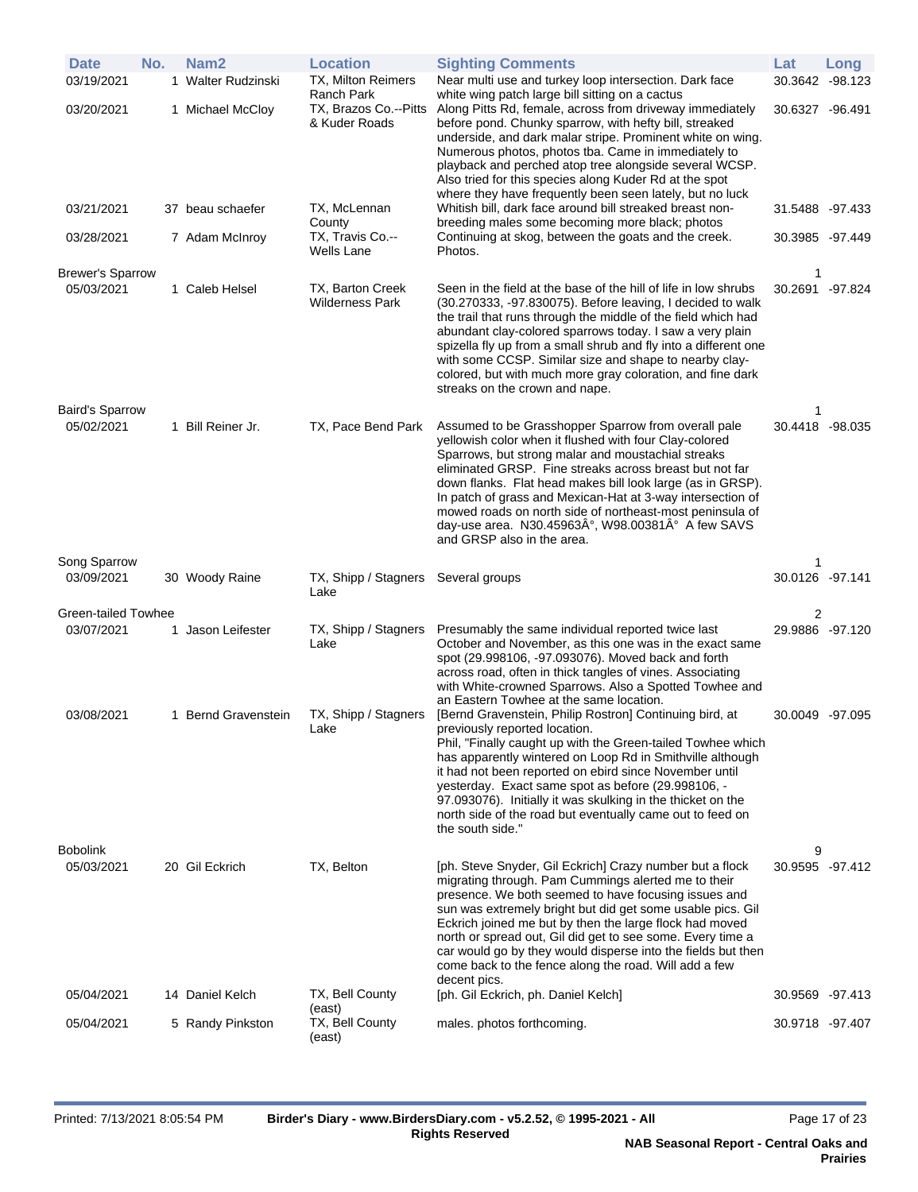| Date | No. | Nam2 | Location | Sighting Comments | Lat | Long |
|---|---|---|---|---|---|---|
| 03/19/2021 | 1 | Walter Rudzinski | TX, Milton Reimers Ranch Park | Near multi use and turkey loop intersection. Dark face white wing patch large bill sitting on a cactus | 30.3642 | -98.123 |
| 03/20/2021 | 1 | Michael McCloy | TX, Brazos Co.--Pitts & Kuder Roads | Along Pitts Rd, female, across from driveway immediately before pond. Chunky sparrow, with hefty bill, streaked underside, and dark malar stripe. Prominent white on wing. Numerous photos, photos tba. Came in immediately to playback and perched atop tree alongside several WCSP. Also tried for this species along Kuder Rd at the spot where they have frequently been seen lately, but no luck | 30.6327 | -96.491 |
| 03/21/2021 | 37 | beau schaefer | TX, McLennan County | Whitish bill, dark face around bill streaked breast non-breeding males some becoming more black; photos | 31.5488 | -97.433 |
| 03/28/2021 | 7 | Adam McInroy | TX, Travis Co.--Wells Lane | Continuing at skog, between the goats and the creek. Photos. | 30.3985 | -97.449 |
| **Brewer's Sparrow** | | | | | 1 | |
| 05/03/2021 | 1 | Caleb Helsel | TX, Barton Creek Wilderness Park | Seen in the field at the base of the hill of life in low shrubs (30.270333, -97.830075). Before leaving, I decided to walk the trail that runs through the middle of the field which had abundant clay-colored sparrows today. I saw a very plain spizella fly up from a small shrub and fly into a different one with some CCSP. Similar size and shape to nearby clay-colored, but with much more gray coloration, and fine dark streaks on the crown and nape. | 30.2691 | -97.824 |
| **Baird's Sparrow** | | | | | 1 | |
| 05/02/2021 | 1 | Bill Reiner Jr. | TX, Pace Bend Park | Assumed to be Grasshopper Sparrow from overall pale yellowish color when it flushed with four Clay-colored Sparrows, but strong malar and moustachial streaks eliminated GRSP. Fine streaks across breast but not far down flanks. Flat head makes bill look large (as in GRSP). In patch of grass and Mexican-Hat at 3-way intersection of mowed roads on north side of northeast-most peninsula of day-use area. N30.45963Â°, W98.00381Â° A few SAVS and GRSP also in the area. | 30.4418 | -98.035 |
| **Song Sparrow** | | | | | 1 | |
| 03/09/2021 | 30 | Woody Raine | TX, Shipp / Stagners Lake | Several groups | 30.0126 | -97.141 |
| **Green-tailed Towhee** | | | | | 2 | |
| 03/07/2021 | 1 | Jason Leifester | TX, Shipp / Stagners Lake | Presumably the same individual reported twice last October and November, as this one was in the exact same spot (29.998106, -97.093076). Moved back and forth across road, often in thick tangles of vines. Associating with White-crowned Sparrows. Also a Spotted Towhee and an Eastern Towhee at the same location. | 29.9886 | -97.120 |
| 03/08/2021 | 1 | Bernd Gravenstein | TX, Shipp / Stagners Lake | [Bernd Gravenstein, Philip Rostron] Continuing bird, at previously reported location. Phil, "Finally caught up with the Green-tailed Towhee which has apparently wintered on Loop Rd in Smithville although it had not been reported on ebird since November until yesterday. Exact same spot as before (29.998106, -97.093076). Initially it was skulking in the thicket on the north side of the road but eventually came out to feed on the south side." | 30.0049 | -97.095 |
| **Bobolink** | | | | | 9 | |
| 05/03/2021 | 20 | Gil Eckrich | TX, Belton | [ph. Steve Snyder, Gil Eckrich] Crazy number but a flock migrating through. Pam Cummings alerted me to their presence. We both seemed to have focusing issues and sun was extremely bright but did get some usable pics. Gil Eckrich joined me but by then the large flock had moved north or spread out, Gil did get to see some. Every time a car would go by they would disperse into the fields but then come back to the fence along the road. Will add a few decent pics. | 30.9595 | -97.412 |
| 05/04/2021 | 14 | Daniel Kelch | TX, Bell County (east) | [ph. Gil Eckrich, ph. Daniel Kelch] | 30.9569 | -97.413 |
| 05/04/2021 | 5 | Randy Pinkston | TX, Bell County (east) | males. photos forthcoming. | 30.9718 | -97.407 |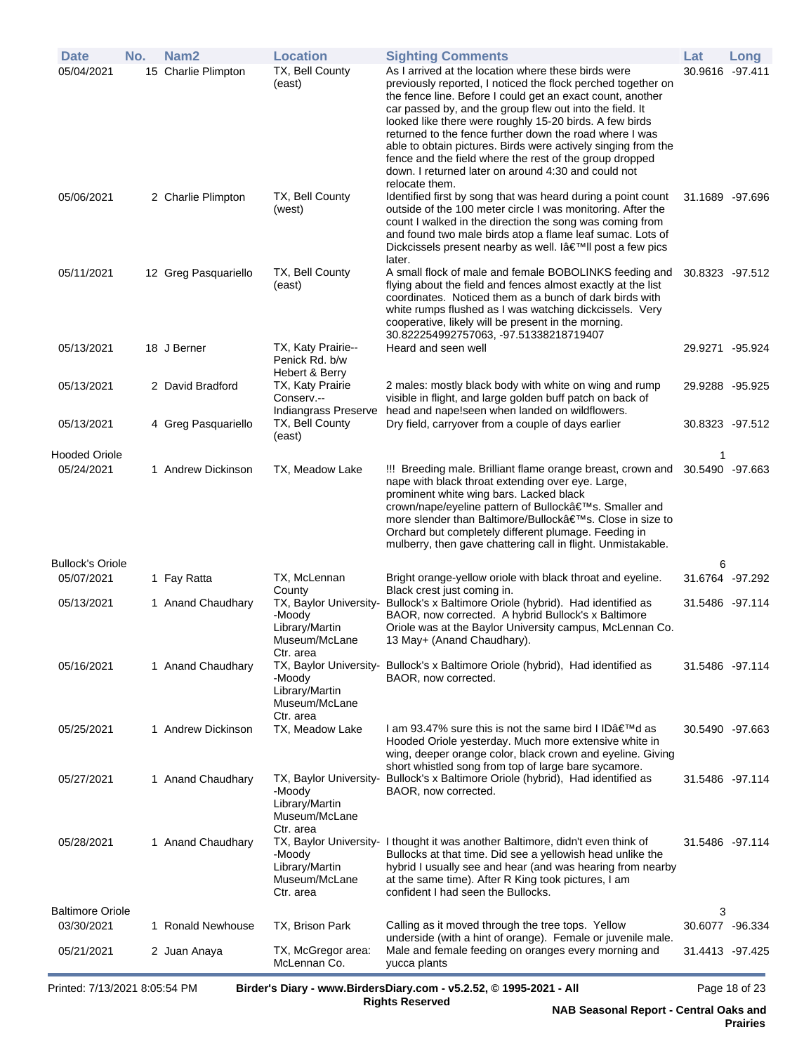| Date | No. | Nam2 | Location | Sighting Comments | Lat | Long |
|---|---|---|---|---|---|---|
| 05/04/2021 | 15 | Charlie Plimpton | TX, Bell County (east) | As I arrived at the location where these birds were previously reported, I noticed the flock perched together on the fence line. Before I could get an exact count, another car passed by, and the group flew out into the field. It looked like there were roughly 15-20 birds. A few birds returned to the fence further down the road where I was able to obtain pictures. Birds were actively singing from the fence and the field where the rest of the group dropped down. I returned later on around 4:30 and could not relocate them. | 30.9616 | -97.411 |
| 05/06/2021 | 2 | Charlie Plimpton | TX, Bell County (west) | Identified first by song that was heard during a point count outside of the 100 meter circle I was monitoring. After the count I walked in the direction the song was coming from and found two male birds atop a flame leaf sumac. Lots of Dickcissels present nearby as well. Iâ€™ll post a few pics later. | 31.1689 | -97.696 |
| 05/11/2021 | 12 | Greg Pasquariello | TX, Bell County (east) | A small flock of male and female BOBOLINKS feeding and flying about the field and fences almost exactly at the list coordinates. Noticed them as a bunch of dark birds with white rumps flushed as I was watching dickcissels. Very cooperative, likely will be present in the morning. 30.822254992757063, -97.51338218719407 | 30.8323 | -97.512 |
| 05/13/2021 | 18 | J Berner | TX, Katy Prairie--Penick Rd. b/w Hebert & Berry | Heard and seen well | 29.9271 | -95.924 |
| 05/13/2021 | 2 | David Bradford | TX, Katy Prairie Conserv.--Indiangrass Preserve | 2 males: mostly black body with white on wing and rump visible in flight, and large golden buff patch on back of head and nape!seen when landed on wildflowers. | 29.9288 | -95.925 |
| 05/13/2021 | 4 | Greg Pasquariello | TX, Bell County (east) | Dry field, carryover from a couple of days earlier | 30.8323 | -97.512 |
| **Hooded Oriole** | | | | | 1 | |
| 05/24/2021 | 1 | Andrew Dickinson | TX, Meadow Lake | !!! Breeding male. Brilliant flame orange breast, crown and nape with black throat extending over eye. Large, prominent white wing bars. Lacked black crown/nape/eyeline pattern of Bullockâ€™s. Smaller and more slender than Baltimore/Bullockâ€™s. Close in size to Orchard but completely different plumage. Feeding in mulberry, then gave chattering call in flight. Unmistakable. | 30.5490 | -97.663 |
| **Bullock's Oriole** | | | | | 6 | |
| 05/07/2021 | 1 | Fay Ratta | TX, McLennan County | Bright orange-yellow oriole with black throat and eyeline. Black crest just coming in. | 31.6764 | -97.292 |
| 05/13/2021 | 1 | Anand Chaudhary | TX, Baylor University--Moody Library/Martin Museum/McLane Ctr. area | Bullock's x Baltimore Oriole (hybrid). Had identified as BAOR, now corrected. A hybrid Bullock's x Baltimore Oriole was at the Baylor University campus, McLennan Co. 13 May+ (Anand Chaudhary). | 31.5486 | -97.114 |
| 05/16/2021 | 1 | Anand Chaudhary | TX, Baylor University--Moody Library/Martin Museum/McLane Ctr. area | Bullock's x Baltimore Oriole (hybrid), Had identified as BAOR, now corrected. | 31.5486 | -97.114 |
| 05/25/2021 | 1 | Andrew Dickinson | TX, Meadow Lake | I am 93.47% sure this is not the same bird I IDâ€™d as Hooded Oriole yesterday. Much more extensive white in wing, deeper orange color, black crown and eyeline. Giving short whistled song from top of large bare sycamore. | 30.5490 | -97.663 |
| 05/27/2021 | 1 | Anand Chaudhary | TX, Baylor University--Moody Library/Martin Museum/McLane Ctr. area | Bullock's x Baltimore Oriole (hybrid), Had identified as BAOR, now corrected. | 31.5486 | -97.114 |
| 05/28/2021 | 1 | Anand Chaudhary | TX, Baylor University--Moody Library/Martin Museum/McLane Ctr. area | I thought it was another Baltimore, didn't even think of Bullocks at that time. Did see a yellowish head unlike the hybrid I usually see and hear (and was hearing from nearby at the same time). After R King took pictures, I am confident I had seen the Bullocks. | 31.5486 | -97.114 |
| **Baltimore Oriole** | | | | | 3 | |
| 03/30/2021 | 1 | Ronald Newhouse | TX, Brison Park | Calling as it moved through the tree tops. Yellow underside (with a hint of orange). Female or juvenile male. | 30.6077 | -96.334 |
| 05/21/2021 | 2 | Juan Anaya | TX, McGregor area: McLennan Co. | Male and female feeding on oranges every morning and yucca plants | 31.4413 | -97.425 |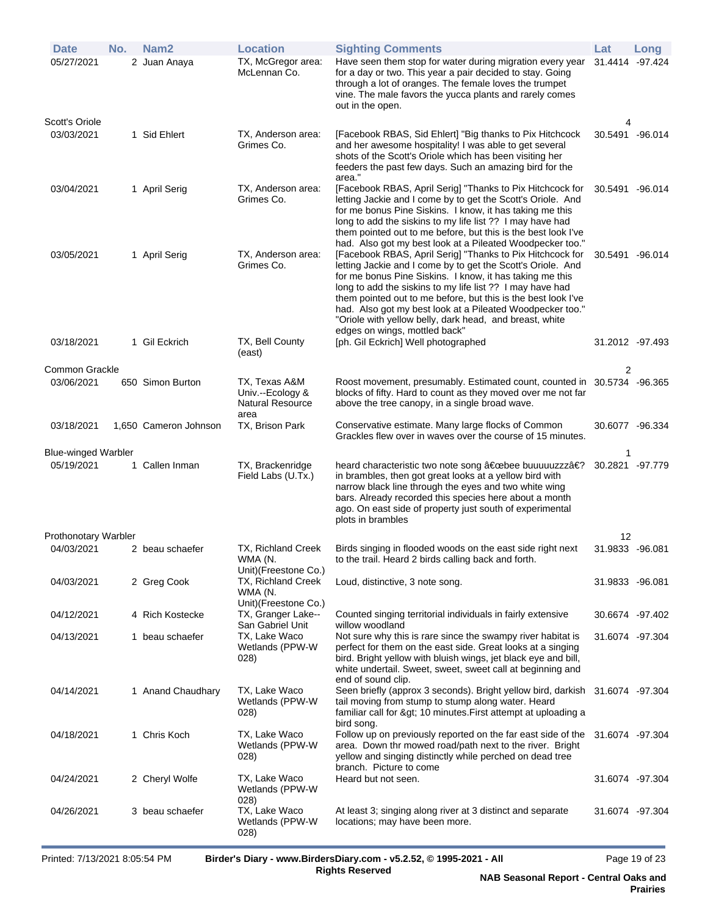| Date | No. | Nam2 | Location | Sighting Comments | Lat | Long |
|---|---|---|---|---|---|---|
| 05/27/2021 | 2 | Juan Anaya | TX, McGregor area: McLennan Co. | Have seen them stop for water during migration every year for a day or two. This year a pair decided to stay. Going through a lot of oranges. The female loves the trumpet vine. The male favors the yucca plants and rarely comes out in the open. | 31.4414 | -97.424 |
| **Scott's Oriole** | | | | | 4 | |
| 03/03/2021 | 1 | Sid Ehlert | TX, Anderson area: Grimes Co. | [Facebook RBAS, Sid Ehlert] "Big thanks to Pix Hitchcock and her awesome hospitality! I was able to get several shots of the Scott's Oriole which has been visiting her feeders the past few days. Such an amazing bird for the area." | 30.5491 | -96.014 |
| 03/04/2021 | 1 | April Serig | TX, Anderson area: Grimes Co. | [Facebook RBAS, April Serig] "Thanks to Pix Hitchcock for letting Jackie and I come by to get the Scott's Oriole. And for me bonus Pine Siskins. I know, it has taking me this long to add the siskins to my life list ?? I may have had them pointed out to me before, but this is the best look I've had. Also got my best look at a Pileated Woodpecker too." | 30.5491 | -96.014 |
| 03/05/2021 | 1 | April Serig | TX, Anderson area: Grimes Co. | [Facebook RBAS, April Serig] "Thanks to Pix Hitchcock for letting Jackie and I come by to get the Scott's Oriole. And for me bonus Pine Siskins. I know, it has taking me this long to add the siskins to my life list ?? I may have had them pointed out to me before, but this is the best look I've had. Also got my best look at a Pileated Woodpecker too." "Oriole with yellow belly, dark head, and breast, white edges on wings, mottled back" | 30.5491 | -96.014 |
| 03/18/2021 | 1 | Gil Eckrich | TX, Bell County (east) | [ph. Gil Eckrich] Well photographed | 31.2012 | -97.493 |
| **Common Grackle** | | | | | 2 | |
| 03/06/2021 | 650 | Simon Burton | TX, Texas A&M Univ.--Ecology & Natural Resource area | Roost movement, presumably. Estimated count, counted in blocks of fifty. Hard to count as they moved over me not far above the tree canopy, in a single broad wave. | 30.5734 | -96.365 |
| 03/18/2021 | 1,650 | Cameron Johnson | TX, Brison Park | Conservative estimate. Many large flocks of Common Grackles flew over in waves over the course of 15 minutes. | 30.6077 | -96.334 |
| **Blue-winged Warbler** | | | | | 1 | |
| 05/19/2021 | 1 | Callen Inman | TX, Brackenridge Field Labs (U.Tx.) | heard characteristic two note song â€œbee buuuuuzzzâ€? in brambles, then got great looks at a yellow bird with narrow black line through the eyes and two white wing bars. Already recorded this species here about a month ago. On east side of property just south of experimental plots in brambles | 30.2821 | -97.779 |
| **Prothonotary Warbler** | | | | | 12 | |
| 04/03/2021 | 2 | beau schaefer | TX, Richland Creek WMA (N. Unit)(Freestone Co.) | Birds singing in flooded woods on the east side right next to the trail. Heard 2 birds calling back and forth. | 31.9833 | -96.081 |
| 04/03/2021 | 2 | Greg Cook | TX, Richland Creek WMA (N. Unit)(Freestone Co.) | Loud, distinctive, 3 note song. | 31.9833 | -96.081 |
| 04/12/2021 | 4 | Rich Kostecke | TX, Granger Lake--San Gabriel Unit | Counted singing territorial individuals in fairly extensive willow woodland | 30.6674 | -97.402 |
| 04/13/2021 | 1 | beau schaefer | TX, Lake Waco Wetlands (PPW-W 028) | Not sure why this is rare since the swampy river habitat is perfect for them on the east side. Great looks at a singing bird. Bright yellow with bluish wings, jet black eye and bill, white undertail. Sweet, sweet, sweet call at beginning and end of sound clip. | 31.6074 | -97.304 |
| 04/14/2021 | 1 | Anand Chaudhary | TX, Lake Waco Wetlands (PPW-W 028) | Seen briefly (approx 3 seconds). Bright yellow bird, darkish tail moving from stump to stump along water. Heard familiar call for &gt; 10 minutes.First attempt at uploading a bird song. | 31.6074 | -97.304 |
| 04/18/2021 | 1 | Chris Koch | TX, Lake Waco Wetlands (PPW-W 028) | Follow up on previously reported on the far east side of the area. Down thr mowed road/path next to the river. Bright yellow and singing distinctly while perched on dead tree branch. Picture to come | 31.6074 | -97.304 |
| 04/24/2021 | 2 | Cheryl Wolfe | TX, Lake Waco Wetlands (PPW-W 028) | Heard but not seen. | 31.6074 | -97.304 |
| 04/26/2021 | 3 | beau schaefer | TX, Lake Waco Wetlands (PPW-W 028) | At least 3; singing along river at 3 distinct and separate locations; may have been more. | 31.6074 | -97.304 |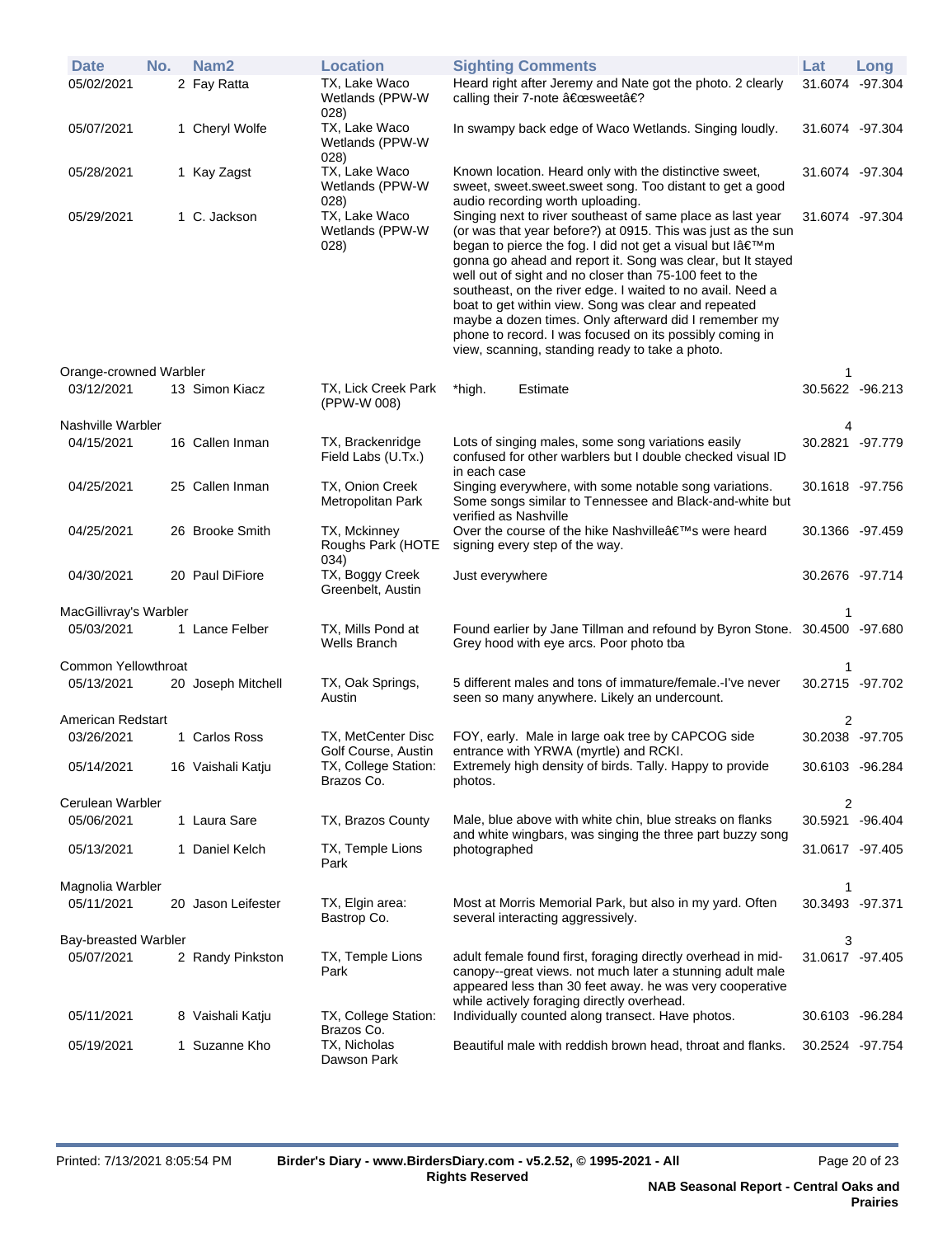| Date | No. | Nam2 | Location | Sighting Comments | Lat | Long |
|---|---|---|---|---|---|---|
| 05/02/2021 | 2 | Fay Ratta | TX, Lake Waco Wetlands (PPW-W 028) | Heard right after Jeremy and Nate got the photo. 2 clearly calling their 7-note â€œsweetâ€? | 31.6074 | -97.304 |
| 05/07/2021 | 1 | Cheryl Wolfe | TX, Lake Waco Wetlands (PPW-W 028) | In swampy back edge of Waco Wetlands. Singing loudly. | 31.6074 | -97.304 |
| 05/28/2021 | 1 | Kay Zagst | TX, Lake Waco Wetlands (PPW-W 028) | Known location. Heard only with the distinctive sweet, sweet, sweet.sweet.sweet song. Too distant to get a good audio recording worth uploading. | 31.6074 | -97.304 |
| 05/29/2021 | 1 | C. Jackson | TX, Lake Waco Wetlands (PPW-W 028) | Singing next to river southeast of same place as last year (or was that year before?) at 0915. This was just as the sun began to pierce the fog. I did not get a visual but Iâ€™m gonna go ahead and report it. Song was clear, but It stayed well out of sight and no closer than 75-100 feet to the southeast, on the river edge. I waited to no avail. Need a boat to get within view. Song was clear and repeated maybe a dozen times. Only afterward did I remember my phone to record. I was focused on its possibly coming in view, scanning, standing ready to take a photo. | 31.6074 | -97.304 |
| **Orange-crowned Warbler** | | | | | 1 | |
| 03/12/2021 | 13 | Simon Kiacz | TX, Lick Creek Park (PPW-W 008) | *high. Estimate | 30.5622 | -96.213 |
| **Nashville Warbler** | | | | | 4 | |
| 04/15/2021 | 16 | Callen Inman | TX, Brackenridge Field Labs (U.Tx.) | Lots of singing males, some song variations easily confused for other warblers but I double checked visual ID in each case | 30.2821 | -97.779 |
| 04/25/2021 | 25 | Callen Inman | TX, Onion Creek Metropolitan Park | Singing everywhere, with some notable song variations. Some songs similar to Tennessee and Black-and-white but verified as Nashville | 30.1618 | -97.756 |
| 04/25/2021 | 26 | Brooke Smith | TX, Mckinney Roughs Park (HOTE 034) | Over the course of the hike Nashvilleâ€™s were heard signing every step of the way. | 30.1366 | -97.459 |
| 04/30/2021 | 20 | Paul DiFiore | TX, Boggy Creek Greenbelt, Austin | Just everywhere | 30.2676 | -97.714 |
| **MacGillivray's Warbler** | | | | | 1 | |
| 05/03/2021 | 1 | Lance Felber | TX, Mills Pond at Wells Branch | Found earlier by Jane Tillman and refound by Byron Stone. Grey hood with eye arcs. Poor photo tba | 30.4500 | -97.680 |
| **Common Yellowthroat** | | | | | 1 | |
| 05/13/2021 | 20 | Joseph Mitchell | TX, Oak Springs, Austin | 5 different males and tons of immature/female.-I've never seen so many anywhere. Likely an undercount. | 30.2715 | -97.702 |
| **American Redstart** | | | | | 2 | |
| 03/26/2021 | 1 | Carlos Ross | TX, MetCenter Disc Golf Course, Austin | FOY, early. Male in large oak tree by CAPCOG side entrance with YRWA (myrtle) and RCKI. | 30.2038 | -97.705 |
| 05/14/2021 | 16 | Vaishali Katju | TX, College Station: Brazos Co. | Extremely high density of birds. Tally. Happy to provide photos. | 30.6103 | -96.284 |
| **Cerulean Warbler** | | | | | 2 | |
| 05/06/2021 | 1 | Laura Sare | TX, Brazos County | Male, blue above with white chin, blue streaks on flanks and white wingbars, was singing the three part buzzy song | 30.5921 | -96.404 |
| 05/13/2021 | 1 | Daniel Kelch | TX, Temple Lions Park | photographed | 31.0617 | -97.405 |
| **Magnolia Warbler** | | | | | 1 | |
| 05/11/2021 | 20 | Jason Leifester | TX, Elgin area: Bastrop Co. | Most at Morris Memorial Park, but also in my yard. Often several interacting aggressively. | 30.3493 | -97.371 |
| **Bay-breasted Warbler** | | | | | 3 | |
| 05/07/2021 | 2 | Randy Pinkston | TX, Temple Lions Park | adult female found first, foraging directly overhead in mid-canopy--great views. not much later a stunning adult male appeared less than 30 feet away. he was very cooperative while actively foraging directly overhead. | 31.0617 | -97.405 |
| 05/11/2021 | 8 | Vaishali Katju | TX, College Station: Brazos Co. | Individually counted along transect. Have photos. | 30.6103 | -96.284 |
| 05/19/2021 | 1 | Suzanne Kho | TX, Nicholas Dawson Park | Beautiful male with reddish brown head, throat and flanks. | 30.2524 | -97.754 |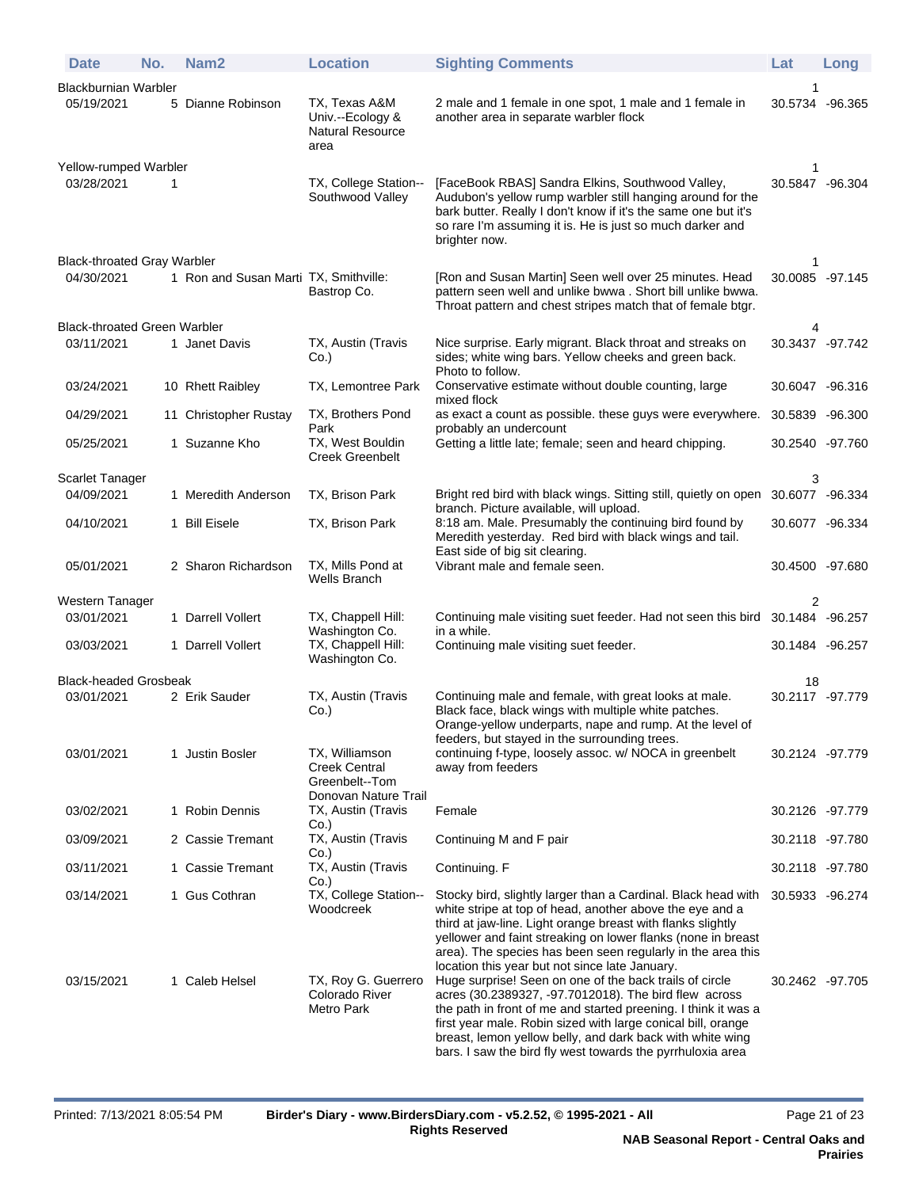| Date | No. | Nam2 | Location | Sighting Comments | Lat | Long |
|---|---|---|---|---|---|---|
| **Blackburnian Warbler** | | | | | 1 | |
| 05/19/2021 | 5 | Dianne Robinson | TX, Texas A&M Univ.--Ecology & Natural Resource area | 2 male and 1 female in one spot, 1 male and 1 female in another area in separate warbler flock | 30.5734 | -96.365 |
| **Yellow-rumped Warbler** | | | | | 1 | |
| 03/28/2021 | 1 | | TX, College Station--Southwood Valley | [FaceBook RBAS] Sandra Elkins, Southwood Valley, Audubon's yellow rump warbler still hanging around for the bark butter. Really I don't know if it's the same one but it's so rare I'm assuming it is. He is just so much darker and brighter now. | 30.5847 | -96.304 |
| **Black-throated Gray Warbler** | | | | | 1 | |
| 04/30/2021 | 1 | Ron and Susan Marti | TX, Smithville: Bastrop Co. | [Ron and Susan Martin] Seen well over 25 minutes. Head pattern seen well and unlike bwwa . Short bill unlike bwwa. Throat pattern and chest stripes match that of female btgr. | 30.0085 | -97.145 |
| **Black-throated Green Warbler** | | | | | 4 | |
| 03/11/2021 | 1 | Janet Davis | TX, Austin (Travis Co.) | Nice surprise. Early migrant. Black throat and streaks on sides; white wing bars. Yellow cheeks and green back. Photo to follow. | 30.3437 | -97.742 |
| 03/24/2021 | 10 | Rhett Raibley | TX, Lemontree Park | Conservative estimate without double counting, large mixed flock | 30.6047 | -96.316 |
| 04/29/2021 | 11 | Christopher Rustay | TX, Brothers Pond Park | as exact a count as possible. these guys were everywhere. probably an undercount | 30.5839 | -96.300 |
| 05/25/2021 | 1 | Suzanne Kho | TX, West Bouldin Creek Greenbelt | Getting a little late; female; seen and heard chipping. | 30.2540 | -97.760 |
| **Scarlet Tanager** | | | | | 3 | |
| 04/09/2021 | 1 | Meredith Anderson | TX, Brison Park | Bright red bird with black wings. Sitting still, quietly on open branch. Picture available, will upload. | 30.6077 | -96.334 |
| 04/10/2021 | 1 | Bill Eisele | TX, Brison Park | 8:18 am. Male. Presumably the continuing bird found by Meredith yesterday. Red bird with black wings and tail. East side of big sit clearing. | 30.6077 | -96.334 |
| 05/01/2021 | 2 | Sharon Richardson | TX, Mills Pond at Wells Branch | Vibrant male and female seen. | 30.4500 | -97.680 |
| **Western Tanager** | | | | | 2 | |
| 03/01/2021 | 1 | Darrell Vollert | TX, Chappell Hill: Washington Co. | Continuing male visiting suet feeder. Had not seen this bird in a while. | 30.1484 | -96.257 |
| 03/03/2021 | 1 | Darrell Vollert | TX, Chappell Hill: Washington Co. | Continuing male visiting suet feeder. | 30.1484 | -96.257 |
| **Black-headed Grosbeak** | | | | | 18 | |
| 03/01/2021 | 2 | Erik Sauder | TX, Austin (Travis Co.) | Continuing male and female, with great looks at male. Black face, black wings with multiple white patches. Orange-yellow underparts, nape and rump. At the level of feeders, but stayed in the surrounding trees. | 30.2117 | -97.779 |
| 03/01/2021 | 1 | Justin Bosler | TX, Williamson Creek Central Greenbelt--Tom Donovan Nature Trail | continuing f-type, loosely assoc. w/ NOCA in greenbelt away from feeders | 30.2124 | -97.779 |
| 03/02/2021 | 1 | Robin Dennis | TX, Austin (Travis Co.) | Female | 30.2126 | -97.779 |
| 03/09/2021 | 2 | Cassie Tremant | TX, Austin (Travis Co.) | Continuing M and F pair | 30.2118 | -97.780 |
| 03/11/2021 | 1 | Cassie Tremant | TX, Austin (Travis Co.) | Continuing. F | 30.2118 | -97.780 |
| 03/14/2021 | 1 | Gus Cothran | TX, College Station--Woodcreek | Stocky bird, slightly larger than a Cardinal. Black head with white stripe at top of head, another above the eye and a third at jaw-line. Light orange breast with flanks slightly yellower and faint streaking on lower flanks (none in breast area). The species has been seen regularly in the area this location this year but not since late January. | 30.5933 | -96.274 |
| 03/15/2021 | 1 | Caleb Helsel | TX, Roy G. Guerrero Colorado River Metro Park | Huge surprise! Seen on one of the back trails of circle acres (30.2389327, -97.7012018). The bird flew across the path in front of me and started preening. I think it was a first year male. Robin sized with large conical bill, orange breast, lemon yellow belly, and dark back with white wing bars. I saw the bird fly west towards the pyrrhuloxia area | 30.2462 | -97.705 |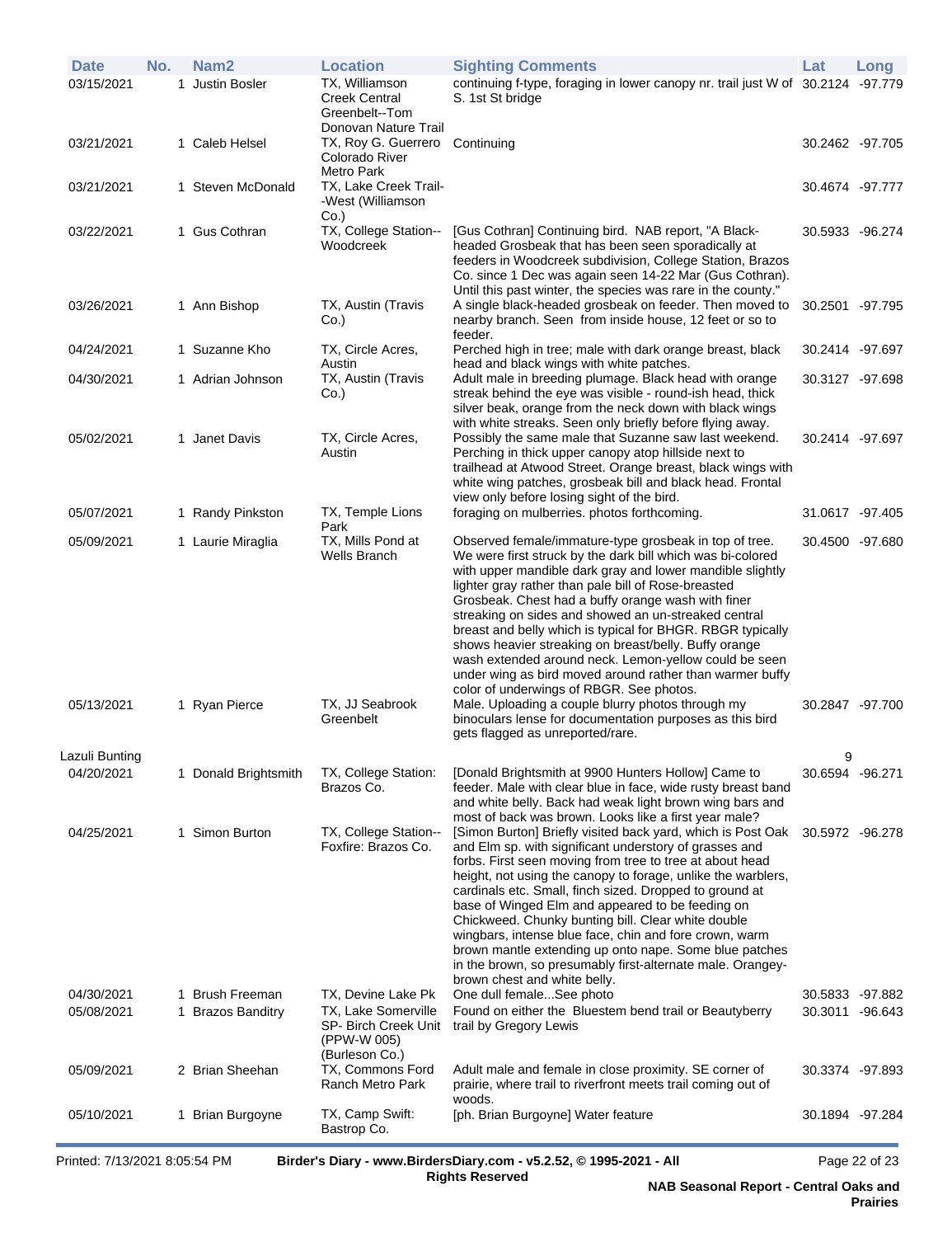| Date | No. | Nam2 | Location | Sighting Comments | Lat | Long |
|---|---|---|---|---|---|---|
| 03/15/2021 | 1 | Justin Bosler | TX, Williamson Creek Central Greenbelt--Tom Donovan Nature Trail | continuing f-type, foraging in lower canopy nr. trail just W of S. 1st St bridge | 30.2124 | -97.779 |
| 03/21/2021 | 1 | Caleb Helsel | TX, Roy G. Guerrero Colorado River Metro Park | Continuing | 30.2462 | -97.705 |
| 03/21/2021 | 1 | Steven McDonald | TX, Lake Creek Trail--West (Williamson Co.) | | 30.4674 | -97.777 |
| 03/22/2021 | 1 | Gus Cothran | TX, College Station--Woodcreek | [Gus Cothran] Continuing bird. NAB report, "A Black-headed Grosbeak that has been seen sporadically at feeders in Woodcreek subdivision, College Station, Brazos Co. since 1 Dec was again seen 14-22 Mar (Gus Cothran). Until this past winter, the species was rare in the county." | 30.5933 | -96.274 |
| 03/26/2021 | 1 | Ann Bishop | TX, Austin (Travis Co.) | A single black-headed grosbeak on feeder. Then moved to nearby branch. Seen from inside house, 12 feet or so to feeder. | 30.2501 | -97.795 |
| 04/24/2021 | 1 | Suzanne Kho | TX, Circle Acres, Austin | Perched high in tree; male with dark orange breast, black head and black wings with white patches. | 30.2414 | -97.697 |
| 04/30/2021 | 1 | Adrian Johnson | TX, Austin (Travis Co.) | Adult male in breeding plumage. Black head with orange streak behind the eye was visible - round-ish head, thick silver beak, orange from the neck down with black wings with white streaks. Seen only briefly before flying away. | 30.3127 | -97.698 |
| 05/02/2021 | 1 | Janet Davis | TX, Circle Acres, Austin | Possibly the same male that Suzanne saw last weekend. Perching in thick upper canopy atop hillside next to trailhead at Atwood Street. Orange breast, black wings with white wing patches, grosbeak bill and black head. Frontal view only before losing sight of the bird. | 30.2414 | -97.697 |
| 05/07/2021 | 1 | Randy Pinkston | TX, Temple Lions Park | foraging on mulberries. photos forthcoming. | 31.0617 | -97.405 |
| 05/09/2021 | 1 | Laurie Miraglia | TX, Mills Pond at Wells Branch | Observed female/immature-type grosbeak in top of tree. We were first struck by the dark bill which was bi-colored with upper mandible dark gray and lower mandible slightly lighter gray rather than pale bill of Rose-breasted Grosbeak. Chest had a buffy orange wash with finer streaking on sides and showed an un-streaked central breast and belly which is typical for BHGR. RBGR typically shows heavier streaking on breast/belly. Buffy orange wash extended around neck. Lemon-yellow could be seen under wing as bird moved around rather than warmer buffy color of underwings of RBGR. See photos. | 30.4500 | -97.680 |
| 05/13/2021 | 1 | Ryan Pierce | TX, JJ Seabrook Greenbelt | Male. Uploading a couple blurry photos through my binoculars lense for documentation purposes as this bird gets flagged as unreported/rare. | 30.2847 | -97.700 |
| **Lazuli Bunting** | | | | | 9 | |
| 04/20/2021 | 1 | Donald Brightsmith | TX, College Station: Brazos Co. | [Donald Brightsmith at 9900 Hunters Hollow] Came to feeder. Male with clear blue in face, wide rusty breast band and white belly. Back had weak light brown wing bars and most of back was brown. Looks like a first year male? | 30.6594 | -96.271 |
| 04/25/2021 | 1 | Simon Burton | TX, College Station--Foxfire: Brazos Co. | [Simon Burton] Briefly visited back yard, which is Post Oak and Elm sp. with significant understory of grasses and forbs. First seen moving from tree to tree at about head height, not using the canopy to forage, unlike the warblers, cardinals etc. Small, finch sized. Dropped to ground at base of Winged Elm and appeared to be feeding on Chickweed. Chunky bunting bill. Clear white double wingbars, intense blue face, chin and fore crown, warm brown mantle extending up onto nape. Some blue patches in the brown, so presumably first-alternate male. Orangey-brown chest and white belly. | 30.5972 | -96.278 |
| 04/30/2021 | 1 | Brush Freeman | TX, Devine Lake Pk | One dull female...See photo | 30.5833 | -97.882 |
| 05/08/2021 | 1 | Brazos Banditry | TX, Lake Somerville SP- Birch Creek Unit (PPW-W 005) (Burleson Co.) | Found on either the Bluestem bend trail or Beautyberry trail by Gregory Lewis | 30.3011 | -96.643 |
| 05/09/2021 | 2 | Brian Sheehan | TX, Commons Ford Ranch Metro Park | Adult male and female in close proximity. SE corner of prairie, where trail to riverfront meets trail coming out of woods. | 30.3374 | -97.893 |
| 05/10/2021 | 1 | Brian Burgoyne | TX, Camp Swift: Bastrop Co. | [ph. Brian Burgoyne] Water feature | 30.1894 | -97.284 |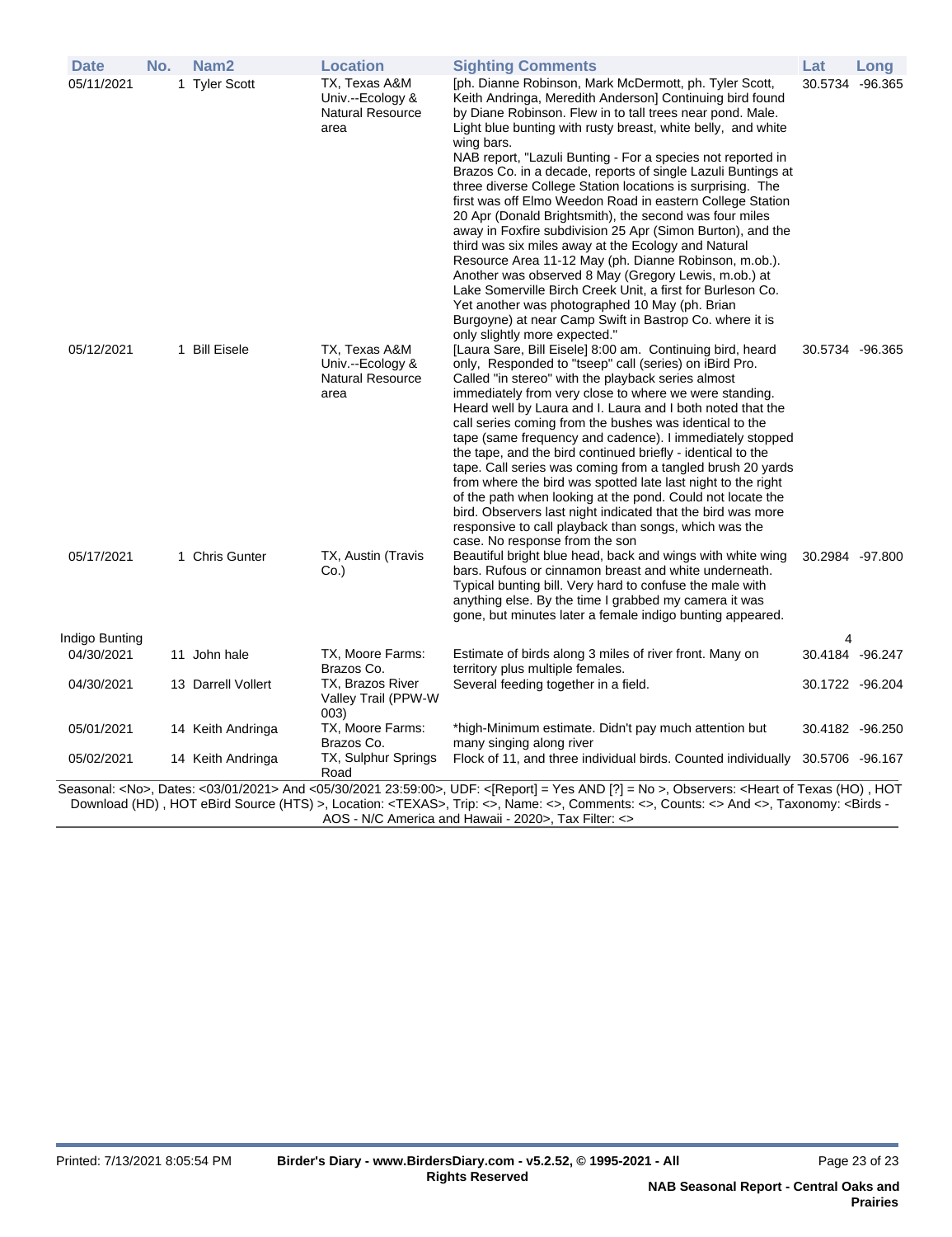| Date | No. | Nam2 | Location | Sighting Comments | Lat | Long |
|---|---|---|---|---|---|---|
| 05/11/2021 | 1 | Tyler Scott | TX, Texas A&M Univ.--Ecology & Natural Resource area | [ph. Dianne Robinson, Mark McDermott, ph. Tyler Scott, Keith Andringa, Meredith Anderson] Continuing bird found by Diane Robinson. Flew in to tall trees near pond. Male. Light blue bunting with rusty breast, white belly, and white wing bars. NAB report, "Lazuli Bunting - For a species not reported in Brazos Co. in a decade, reports of single Lazuli Buntings at three diverse College Station locations is surprising. The first was off Elmo Weedon Road in eastern College Station 20 Apr (Donald Brightsmith), the second was four miles away in Foxfire subdivision 25 Apr (Simon Burton), and the third was six miles away at the Ecology and Natural Resource Area 11-12 May (ph. Dianne Robinson, m.ob.). Another was observed 8 May (Gregory Lewis, m.ob.) at Lake Somerville Birch Creek Unit, a first for Burleson Co. Yet another was photographed 10 May (ph. Brian Burgoyne) at near Camp Swift in Bastrop Co. where it is only slightly more expected." | 30.5734 | -96.365 |
| 05/12/2021 | 1 | Bill Eisele | TX, Texas A&M Univ.--Ecology & Natural Resource area | [Laura Sare, Bill Eisele] 8:00 am. Continuing bird, heard only, Responded to "tseep" call (series) on iBird Pro. Called "in stereo" with the playback series almost immediately from very close to where we were standing. Heard well by Laura and I. Laura and I both noted that the call series coming from the bushes was identical to the tape (same frequency and cadence). I immediately stopped the tape, and the bird continued briefly - identical to the tape. Call series was coming from a tangled brush 20 yards from where the bird was spotted late last night to the right of the path when looking at the pond. Could not locate the bird. Observers last night indicated that the bird was more responsive to call playback than songs, which was the case. No response from the son | 30.5734 | -96.365 |
| 05/17/2021 | 1 | Chris Gunter | TX, Austin (Travis Co.) | Beautiful bright blue head, back and wings with white wing bars. Rufous or cinnamon breast and white underneath. Typical bunting bill. Very hard to confuse the male with anything else. By the time I grabbed my camera it was gone, but minutes later a female indigo bunting appeared. | 30.2984 | -97.800 |
| Indigo Bunting | | | | | 4 | |
| 04/30/2021 | 11 | John hale | TX, Moore Farms: Brazos Co. | Estimate of birds along 3 miles of river front. Many on territory plus multiple females. | 30.4184 | -96.247 |
| 04/30/2021 | 13 | Darrell Vollert | TX, Brazos River Valley Trail (PPW-W 003) | Several feeding together in a field. | 30.1722 | -96.204 |
| 05/01/2021 | 14 | Keith Andringa | TX, Moore Farms: Brazos Co. | *high-Minimum estimate. Didn't pay much attention but many singing along river | 30.4182 | -96.250 |
| 05/02/2021 | 14 | Keith Andringa | TX, Sulphur Springs Road | Flock of 11, and three individual birds. Counted individually | 30.5706 | -96.167 |

Seasonal: <No>, Dates: <03/01/2021> And <05/30/2021 23:59:00>, UDF: <[Report] = Yes AND [?] = No >, Observers: <Heart of Texas (HO) , HOT Download (HD) , HOT eBird Source (HTS) >, Location: <TEXAS>, Trip: <>, Name: <>, Comments: <>, Counts: <> And <>, Taxonomy: <Birds - AOS - N/C America and Hawaii - 2020>, Tax Filter: <>